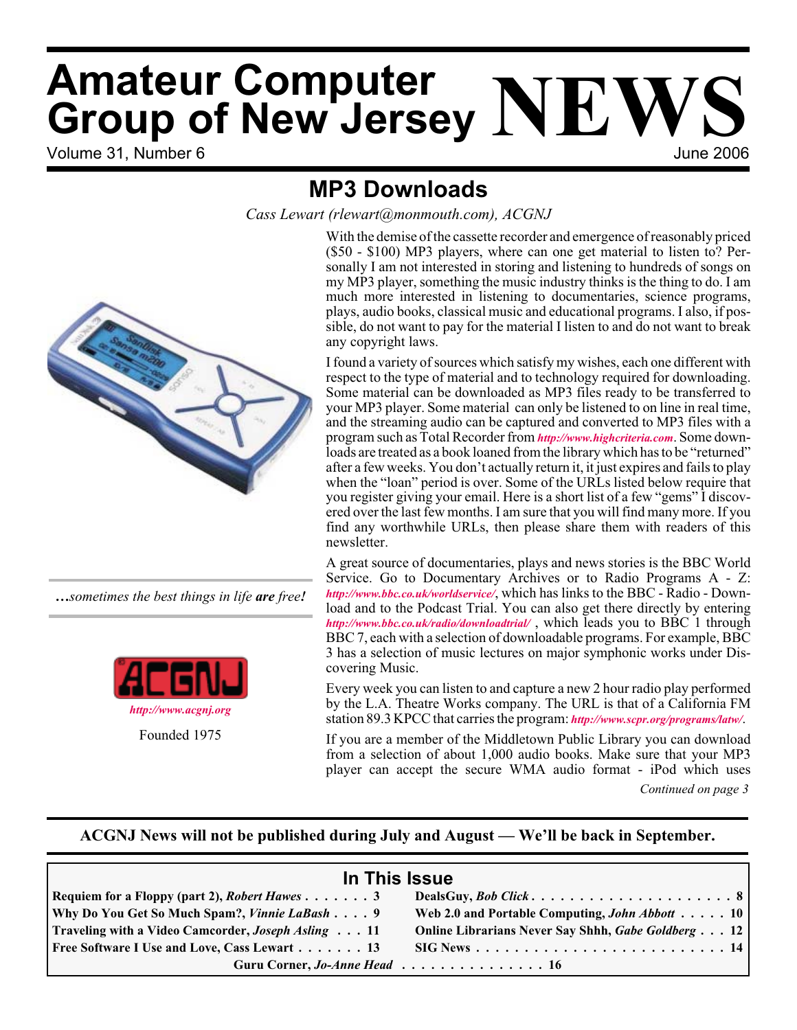# Amateur Computer Group of New Jersey NEWS

Volume 31, Number 6 June 2006

## MP3 Downloads

*Cass Lewart (rlewart@monmouth.com), ACGNJ*

With the demise of the cassette recorder and emergence of reasonably priced ($50 - $100) MP3 players, where can one get material to listen to? Personally I am not interested in storing and listening to hundreds of songs on my MP3 player, something the music industry thinks is the thing to do. I am much more interested in listening to documentaries, science programs, plays, audio books, classical music and educational programs. I also, if possible, do not want to pay for the material I listen to and do not want to break any copyright laws.

I found a variety of sources which satisfy my wishes, each one different with respect to the type of material and to technology required for downloading. Some material can be downloaded as MP3 files ready to be transferred to your MP3 player. Some material can only be listened to on line in real time, and the streaming audio can be captured and converted to MP3 files with a program such as Total Recorder from *http://www.highcriteria.com*. Some downloads are treated as a book loaned from the library which has to be "returned" after a few weeks. You don't actually return it, it just expires and fails to play when the "loan" period is over. Some of the URLs listed below require that you register giving your email. Here is a short list of a few "gems" I discovered over the last few months. I am sure that you will find many more. If you find any worthwhile URLs, then please share them with readers of this newsletter.

A great source of documentaries, plays and news stories is the BBC World Service. Go to Documentary Archives or to Radio Programs A - Z: *http://www.bbc.co.uk/worldservice/*, which has links to the BBC - Radio - Download and to the Podcast Trial. You can also get there directly by entering *http://www.bbc.co.uk/radio/downloadtrial/* , which leads you to BBC 1 through BBC 7, each with a selection of downloadable programs. For example, BBC 3 has a selection of music lectures on major symphonic works under Discovering Music.

Every week you can listen to and capture a new 2 hour radio play performed by the L.A. Theatre Works company. The URL is that of a California FM station 89.3 KPCC that carries the program: *http://www.scpr.org/programs/latw/*.

If you are a member of the Middletown Public Library you can download from a selection of about 1,000 audio books. Make sure that your MP3 player can accept the secure WMA audio format - iPod which uses

*Continued on page 3*

*...sometimes the best things in life **are** free!*

ACGNJ

*http://www.acgnj.org*

Founded 1975

**ACGNJ News will not be published during July and August — We'll be back in September.**

## In This Issue

| | |
|---|---|
| **Requiem for a Floppy (part 2), *Robert Hawes* . . . . . . . 3** | **DealsGuy, *Bob Click* . . . . . . . . . . . . . . . . . . . . . 8** |
| **Why Do You Get So Much Spam?, *Vinnie LaBash* . . . . 9** | **Web 2.0 and Portable Computing, *John Abbott* . . . . . 10** |
| **Traveling with a Video Camcorder, *Joseph Asling* . . . 11** | **Online Librarians Never Say Shhh, *Gabe Goldberg* . . . 12** |
| **Free Software I Use and Love, Cass Lewart . . . . . . . 13** | **SIG News . . . . . . . . . . . . . . . . . . . . . . . . . . 14** |
| **Guru Corner, *Jo-Anne Head* . . . . . . . . . . . . . . . . 16** | |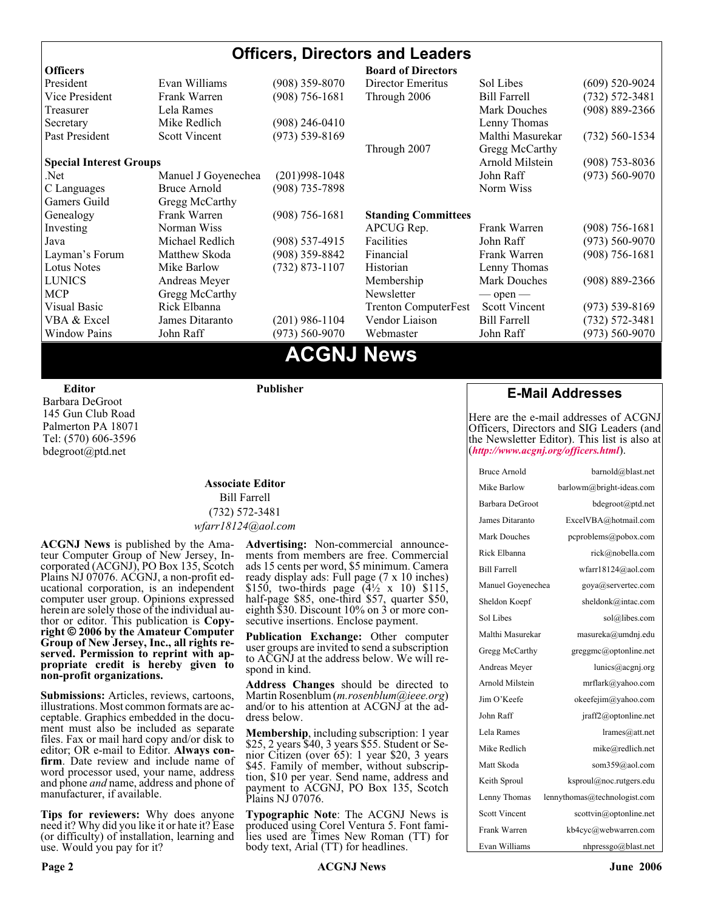# Officers, Directors and Leaders

| Officers | | | Board of Directors | | |
|---|---|---|---|---|---|
| President | Evan Williams | (908) 359-8070 | Director Emeritus | Sol Libes | (609) 520-9024 |
| Vice President | Frank Warren | (908) 756-1681 | Through 2006 | Bill Farrell | (732) 572-3481 |
| Treasurer | Lela Rames | | | Mark Douches | (908) 889-2366 |
| Secretary | Mike Redlich | (908) 246-0410 | | Lenny Thomas | |
| Past President | Scott Vincent | (973) 539-8169 | | Malthi Masurekar | (732) 560-1534 |
| | | | Through 2007 | Gregg McCarthy | |
| **Special Interest Groups** | | | | Arnold Milstein | (908) 753-8036 |
| .Net | Manuel J Goyenechea | (201)998-1048 | | John Raff | (973) 560-9070 |
| C Languages | Bruce Arnold | (908) 735-7898 | | Norm Wiss | |
| Gamers Guild | Gregg McCarthy | | | | |
| Genealogy | Frank Warren | (908) 756-1681 | **Standing Committees** | | |
| Investing | Norman Wiss | | APCUG Rep. | Frank Warren | (908) 756-1681 |
| Java | Michael Redlich | (908) 537-4915 | Facilities | John Raff | (973) 560-9070 |
| Layman's Forum | Matthew Skoda | (908) 359-8842 | Financial | Frank Warren | (908) 756-1681 |
| Lotus Notes | Mike Barlow | (732) 873-1107 | Historian | Lenny Thomas | |
| LUNICS | Andreas Meyer | | Membership | Mark Douches | (908) 889-2366 |
| MCP | Gregg McCarthy | | Newsletter | — open — | |
| Visual Basic | Rick Elbanna | | Trenton ComputerFest | Scott Vincent | (973) 539-8169 |
| VBA & Excel | James Ditaranto | (201) 986-1104 | Vendor Liaison | Bill Farrell | (732) 572-3481 |
| Window Pains | John Raff | (973) 560-9070 | Webmaster | John Raff | (973) 560-9070 |

# ACGNJ News

**Editor**
Barbara DeGroot
145 Gun Club Road
Palmerton PA 18071
Tel: (570) 606-3596
bdegroot@ptd.net

**Publisher**

**Associate Editor**
Bill Farrell
(732) 572-3481
*wfarr18124@aol.com*

**ACGNJ News** is published by the Amateur Computer Group of New Jersey, Incorporated (ACGNJ), PO Box 135, Scotch Plains NJ 07076. ACGNJ, a non-profit educational corporation, is an independent computer user group. Opinions expressed herein are solely those of the individual author or editor. This publication is **Copyright © 2006 by the Amateur Computer Group of New Jersey, Inc., all rights reserved. Permission to reprint with appropriate credit is hereby given to non-profit organizations.**

**Submissions:** Articles, reviews, cartoons, illustrations. Most common formats are acceptable. Graphics embedded in the document must also be included as separate files. Fax or mail hard copy and/or disk to editor; OR e-mail to Editor. **Always confirm**. Date review and include name of word processor used, your name, address and phone *and* name, address and phone of manufacturer, if available.

**Tips for reviewers:** Why does anyone need it? Why did you like it or hate it? Ease (or difficulty) of installation, learning and use. Would you pay for it?

**Advertising:** Non-commercial announcements from members are free. Commercial ads 15 cents per word, $5 minimum. Camera ready display ads: Full page (7 x 10 inches) $150, two-thirds page (4½ x 10) $115, half-page $85, one-third $57, quarter $50, eighth $30. Discount 10% on 3 or more consecutive insertions. Enclose payment.

**Publication Exchange:** Other computer user groups are invited to send a subscription to ACGNJ at the address below. We will respond in kind.

**Address Changes** should be directed to Martin Rosenblum (*m.rosenblum@ieee.org*) and/or to his attention at ACGNJ at the address below.

**Membership**, including subscription: 1 year $25, 2 years $40, 3 years $55. Student or Senior Citizen (over 65): 1 year $20, 3 years $45. Family of member, without subscription, $10 per year. Send name, address and payment to ACGNJ, PO Box 135, Scotch Plains NJ 07076.

**Typographic Note**: The ACGNJ News is produced using Corel Ventura 5. Font families used are Times New Roman (TT) for body text, Arial (TT) for headlines.

## E-Mail Addresses

Here are the e-mail addresses of ACGNJ Officers, Directors and SIG Leaders (and the Newsletter Editor). This list is also at (***http://www.acgnj.org/officers.html***).

| Name | E-Mail |
|---|---|
| Bruce Arnold | barnold@blast.net |
| Mike Barlow | barlowm@bright-ideas.com |
| Barbara DeGroot | bdegroot@ptd.net |
| James Ditaranto | ExcelVBA@hotmail.com |
| Mark Douches | pcproblems@pobox.com |
| Rick Elbanna | rick@nobella.com |
| Bill Farrell | wfarr18124@aol.com |
| Manuel Goyenechea | goya@servertec.com |
| Sheldon Koepf | sheldonk@intac.com |
| Sol Libes | sol@libes.com |
| Malthi Masurekar | masureka@umdnj.edu |
| Gregg McCarthy | greggmc@optonline.net |
| Andreas Meyer | lunics@acgnj.org |
| Arnold Milstein | mrflark@yahoo.com |
| Jim O'Keefe | okeefejim@yahoo.com |
| John Raff | jraff2@optonline.net |
| Lela Rames | lrames@att.net |
| Mike Redlich | mike@redlich.net |
| Matt Skoda | som359@aol.com |
| Keith Sproul | ksproul@noc.rutgers.edu |
| Lenny Thomas | lennythomas@technologist.com |
| Scott Vincent | scottvin@optonline.net |
| Frank Warren | kb4cyc@webwarren.com |
| Evan Williams | nhpressgo@blast.net |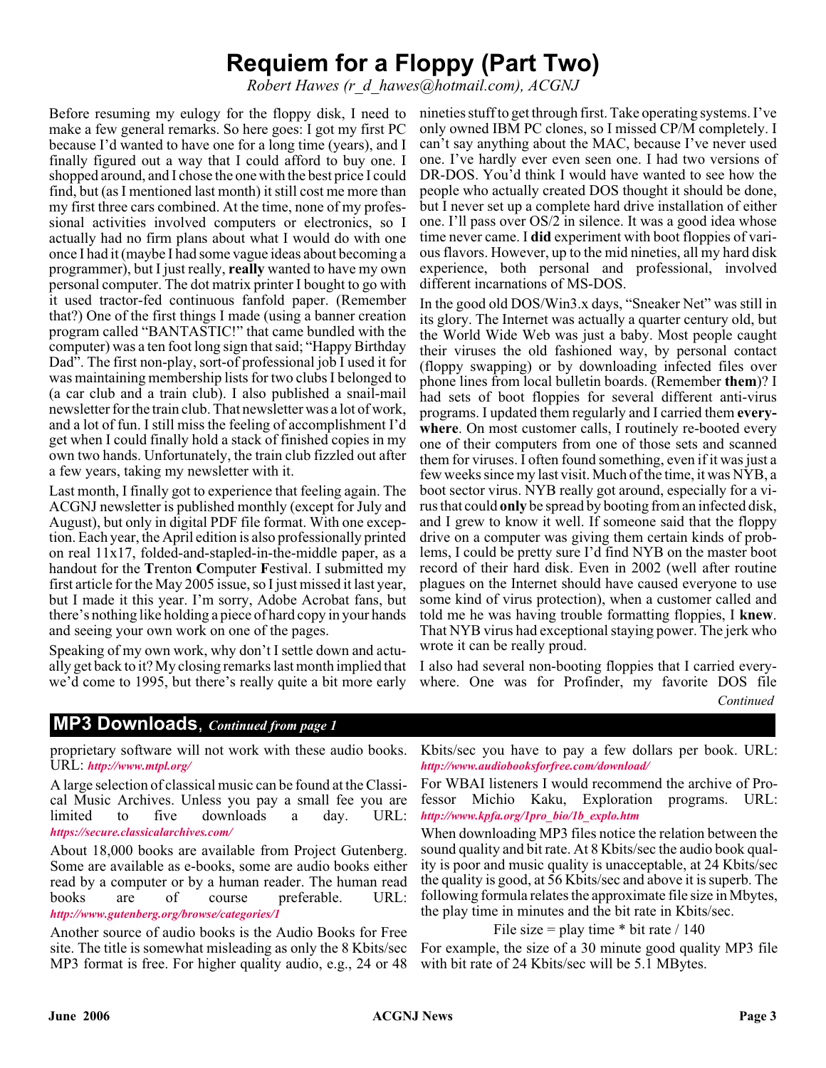# Requiem for a Floppy (Part Two)

*Robert Hawes (r_d_hawes@hotmail.com), ACGNJ*

Before resuming my eulogy for the floppy disk, I need to make a few general remarks. So here goes: I got my first PC because I'd wanted to have one for a long time (years), and I finally figured out a way that I could afford to buy one. I shopped around, and I chose the one with the best price I could find, but (as I mentioned last month) it still cost me more than my first three cars combined. At the time, none of my professional activities involved computers or electronics, so I actually had no firm plans about what I would do with one once I had it (maybe I had some vague ideas about becoming a programmer), but I just really, **really** wanted to have my own personal computer. The dot matrix printer I bought to go with it used tractor-fed continuous fanfold paper. (Remember that?) One of the first things I made (using a banner creation program called "BANTASTIC!" that came bundled with the computer) was a ten foot long sign that said; "Happy Birthday Dad". The first non-play, sort-of professional job I used it for was maintaining membership lists for two clubs I belonged to (a car club and a train club). I also published a snail-mail newsletter for the train club. That newsletter was a lot of work, and a lot of fun. I still miss the feeling of accomplishment I'd get when I could finally hold a stack of finished copies in my own two hands. Unfortunately, the train club fizzled out after a few years, taking my newsletter with it.

Last month, I finally got to experience that feeling again. The ACGNJ newsletter is published monthly (except for July and August), but only in digital PDF file format. With one exception. Each year, the April edition is also professionally printed on real 11x17, folded-and-stapled-in-the-middle paper, as a handout for the **T**renton **C**omputer **F**estival. I submitted my first article for the May 2005 issue, so I just missed it last year, but I made it this year. I'm sorry, Adobe Acrobat fans, but there's nothing like holding a piece of hard copy in your hands and seeing your own work on one of the pages.

Speaking of my own work, why don't I settle down and actually get back to it? My closing remarks last month implied that we'd come to 1995, but there's really quite a bit more early nineties stuff to get through first. Take operating systems. I've only owned IBM PC clones, so I missed CP/M completely. I can't say anything about the MAC, because I've never used one. I've hardly ever even seen one. I had two versions of DR-DOS. You'd think I would have wanted to see how the people who actually created DOS thought it should be done, but I never set up a complete hard drive installation of either one. I'll pass over OS/2 in silence. It was a good idea whose time never came. I **did** experiment with boot floppies of various flavors. However, up to the mid nineties, all my hard disk experience, both personal and professional, involved different incarnations of MS-DOS.

In the good old DOS/Win3.x days, "Sneaker Net" was still in its glory. The Internet was actually a quarter century old, but the World Wide Web was just a baby. Most people caught their viruses the old fashioned way, by personal contact (floppy swapping) or by downloading infected files over phone lines from local bulletin boards. (Remember **them**)? I had sets of boot floppies for several different anti-virus programs. I updated them regularly and I carried them **everywhere**. On most customer calls, I routinely re-booted every one of their computers from one of those sets and scanned them for viruses. I often found something, even if it was just a few weeks since my last visit. Much of the time, it was NYB, a boot sector virus. NYB really got around, especially for a virus that could **only** be spread by booting from an infected disk, and I grew to know it well. If someone said that the floppy drive on a computer was giving them certain kinds of problems, I could be pretty sure I'd find NYB on the master boot record of their hard disk. Even in 2002 (well after routine plagues on the Internet should have caused everyone to use some kind of virus protection), when a customer called and told me he was having trouble formatting floppies, I **knew**. That NYB virus had exceptional staying power. The jerk who wrote it can be really proud.

I also had several non-booting floppies that I carried everywhere. One was for Profinder, my favorite DOS file

*Continued*

## MP3 Downloads, *Continued from page 1*

proprietary software will not work with these audio books. URL: ***http://www.mtpl.org/***

A large selection of classical music can be found at the Classical Music Archives. Unless you pay a small fee you are limited to five downloads a day. URL: ***https://secure.classicalarchives.com/***

About 18,000 books are available from Project Gutenberg. Some are available as e-books, some are audio books either read by a computer or by a human reader. The human read books are of course preferable. URL: ***http://www.gutenberg.org/browse/categories/1***

Another source of audio books is the Audio Books for Free site. The title is somewhat misleading as only the 8 Kbits/sec MP3 format is free. For higher quality audio, e.g., 24 or 48 Kbits/sec you have to pay a few dollars per book. URL: ***http://www.audiobooksforfree.com/download/***

For WBAI listeners I would recommend the archive of Professor Michio Kaku, Exploration programs. URL: ***http://www.kpfa.org/1pro_bio/1b_explo.htm***

When downloading MP3 files notice the relation between the sound quality and bit rate. At 8 Kbits/sec the audio book quality is poor and music quality is unacceptable, at 24 Kbits/sec the quality is good, at 56 Kbits/sec and above it is superb. The following formula relates the approximate file size in Mbytes, the play time in minutes and the bit rate in Kbits/sec.

File size = play time * bit rate / 140

For example, the size of a 30 minute good quality MP3 file with bit rate of 24 Kbits/sec will be 5.1 MBytes.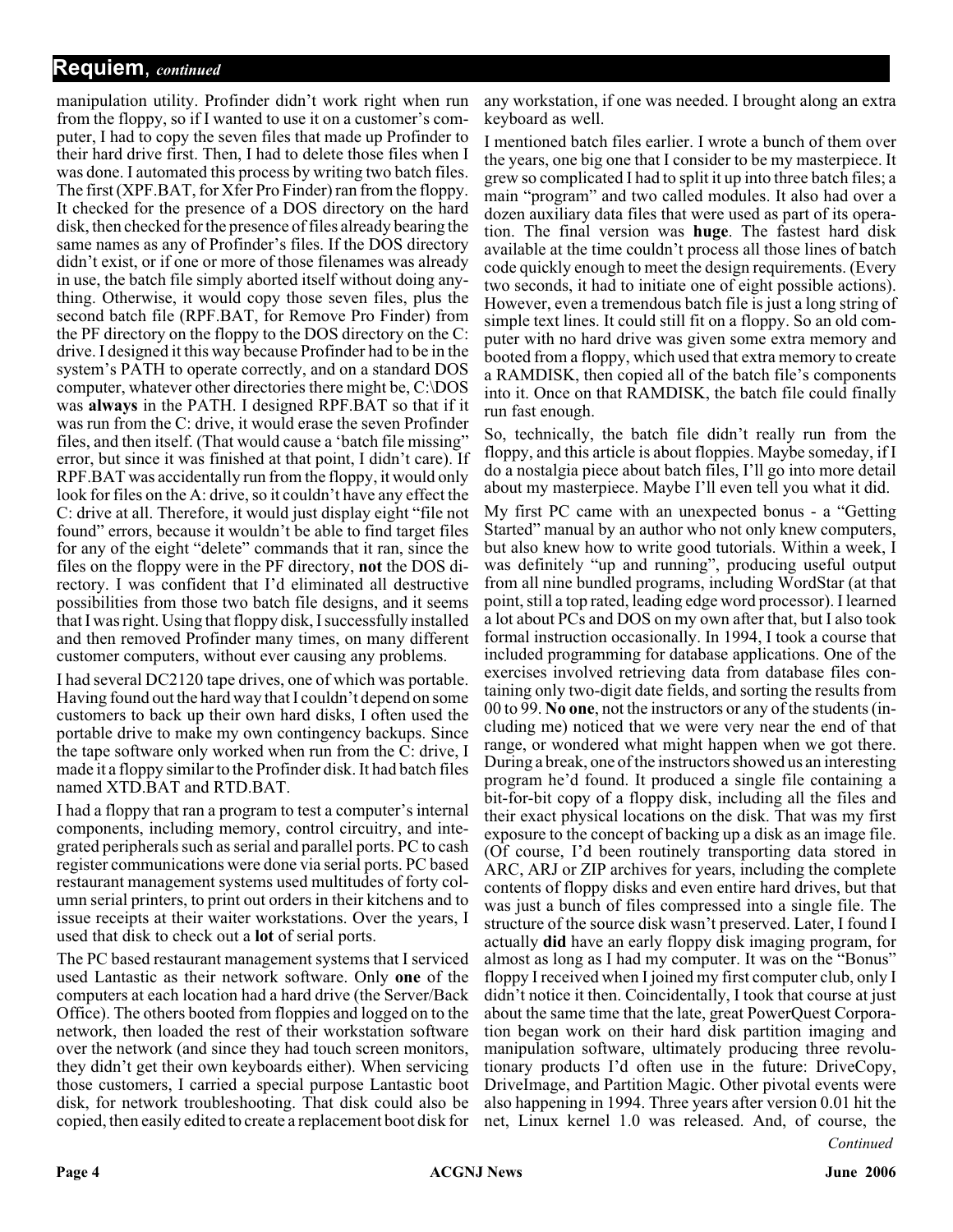## Requiem, *continued*

manipulation utility. Profinder didn't work right when run from the floppy, so if I wanted to use it on a customer's computer, I had to copy the seven files that made up Profinder to their hard drive first. Then, I had to delete those files when I was done. I automated this process by writing two batch files. The first (XPF.BAT, for Xfer Pro Finder) ran from the floppy. It checked for the presence of a DOS directory on the hard disk, then checked for the presence of files already bearing the same names as any of Profinder's files. If the DOS directory didn't exist, or if one or more of those filenames was already in use, the batch file simply aborted itself without doing anything. Otherwise, it would copy those seven files, plus the second batch file (RPF.BAT, for Remove Pro Finder) from the PF directory on the floppy to the DOS directory on the C: drive. I designed it this way because Profinder had to be in the system's PATH to operate correctly, and on a standard DOS computer, whatever other directories there might be, C:\DOS was **always** in the PATH. I designed RPF.BAT so that if it was run from the C: drive, it would erase the seven Profinder files, and then itself. (That would cause a 'batch file missing" error, but since it was finished at that point, I didn't care). If RPF.BAT was accidentally run from the floppy, it would only look for files on the A: drive, so it couldn't have any effect the C: drive at all. Therefore, it would just display eight "file not found" errors, because it wouldn't be able to find target files for any of the eight "delete" commands that it ran, since the files on the floppy were in the PF directory, **not** the DOS directory. I was confident that I'd eliminated all destructive possibilities from those two batch file designs, and it seems that I was right. Using that floppy disk, I successfully installed and then removed Profinder many times, on many different customer computers, without ever causing any problems.

I had several DC2120 tape drives, one of which was portable. Having found out the hard way that I couldn't depend on some customers to back up their own hard disks, I often used the portable drive to make my own contingency backups. Since the tape software only worked when run from the C: drive, I made it a floppy similar to the Profinder disk. It had batch files named XTD.BAT and RTD.BAT.

I had a floppy that ran a program to test a computer's internal components, including memory, control circuitry, and integrated peripherals such as serial and parallel ports. PC to cash register communications were done via serial ports. PC based restaurant management systems used multitudes of forty column serial printers, to print out orders in their kitchens and to issue receipts at their waiter workstations. Over the years, I used that disk to check out a **lot** of serial ports.

The PC based restaurant management systems that I serviced used Lantastic as their network software. Only **one** of the computers at each location had a hard drive (the Server/Back Office). The others booted from floppies and logged on to the network, then loaded the rest of their workstation software over the network (and since they had touch screen monitors, they didn't get their own keyboards either). When servicing those customers, I carried a special purpose Lantastic boot disk, for network troubleshooting. That disk could also be copied, then easily edited to create a replacement boot disk for any workstation, if one was needed. I brought along an extra keyboard as well.

I mentioned batch files earlier. I wrote a bunch of them over the years, one big one that I consider to be my masterpiece. It grew so complicated I had to split it up into three batch files; a main "program" and two called modules. It also had over a dozen auxiliary data files that were used as part of its operation. The final version was **huge**. The fastest hard disk available at the time couldn't process all those lines of batch code quickly enough to meet the design requirements. (Every two seconds, it had to initiate one of eight possible actions). However, even a tremendous batch file is just a long string of simple text lines. It could still fit on a floppy. So an old computer with no hard drive was given some extra memory and booted from a floppy, which used that extra memory to create a RAMDISK, then copied all of the batch file's components into it. Once on that RAMDISK, the batch file could finally run fast enough.

So, technically, the batch file didn't really run from the floppy, and this article is about floppies. Maybe someday, if I do a nostalgia piece about batch files, I'll go into more detail about my masterpiece. Maybe I'll even tell you what it did.

My first PC came with an unexpected bonus - a "Getting Started" manual by an author who not only knew computers, but also knew how to write good tutorials. Within a week, I was definitely "up and running", producing useful output from all nine bundled programs, including WordStar (at that point, still a top rated, leading edge word processor). I learned a lot about PCs and DOS on my own after that, but I also took formal instruction occasionally. In 1994, I took a course that included programming for database applications. One of the exercises involved retrieving data from database files containing only two-digit date fields, and sorting the results from 00 to 99. **No one**, not the instructors or any of the students (including me) noticed that we were very near the end of that range, or wondered what might happen when we got there. During a break, one of the instructors showed us an interesting program he'd found. It produced a single file containing a bit-for-bit copy of a floppy disk, including all the files and their exact physical locations on the disk. That was my first exposure to the concept of backing up a disk as an image file. (Of course, I'd been routinely transporting data stored in ARC, ARJ or ZIP archives for years, including the complete contents of floppy disks and even entire hard drives, but that was just a bunch of files compressed into a single file. The structure of the source disk wasn't preserved. Later, I found I actually **did** have an early floppy disk imaging program, for almost as long as I had my computer. It was on the "Bonus" floppy I received when I joined my first computer club, only I didn't notice it then. Coincidentally, I took that course at just about the same time that the late, great PowerQuest Corporation began work on their hard disk partition imaging and manipulation software, ultimately producing three revolutionary products I'd often use in the future: DriveCopy, DriveImage, and Partition Magic. Other pivotal events were also happening in 1994. Three years after version 0.01 hit the net, Linux kernel 1.0 was released. And, of course, the

*Continued*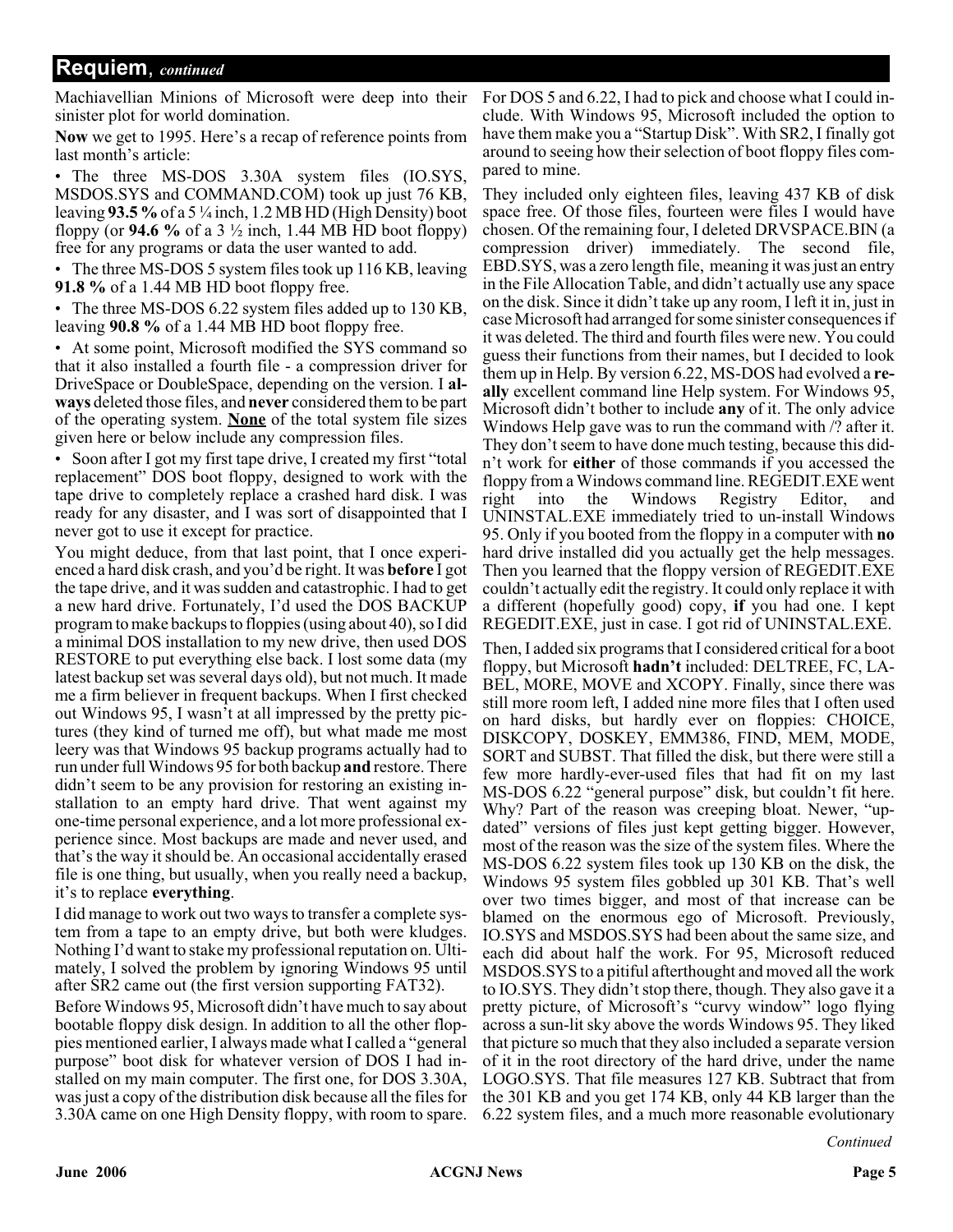## Requiem, *continued*

Machiavellian Minions of Microsoft were deep into their sinister plot for world domination.

**Now** we get to 1995. Here's a recap of reference points from last month's article:

- The three MS-DOS 3.30A system files (IO.SYS, MSDOS.SYS and COMMAND.COM) took up just 76 KB, leaving **93.5 %** of a 5 ¼ inch, 1.2 MB HD (High Density) boot floppy (or **94.6 %** of a 3 ½ inch, 1.44 MB HD boot floppy) free for any programs or data the user wanted to add.
- The three MS-DOS 5 system files took up 116 KB, leaving **91.8 %** of a 1.44 MB HD boot floppy free.
- The three MS-DOS 6.22 system files added up to 130 KB, leaving **90.8 %** of a 1.44 MB HD boot floppy free.
- At some point, Microsoft modified the SYS command so that it also installed a fourth file - a compression driver for DriveSpace or DoubleSpace, depending on the version. I **always** deleted those files, and **never** considered them to be part of the operating system. **<u>None</u>** of the total system file sizes given here or below include any compression files.
- Soon after I got my first tape drive, I created my first "total replacement" DOS boot floppy, designed to work with the tape drive to completely replace a crashed hard disk. I was ready for any disaster, and I was sort of disappointed that I never got to use it except for practice.

You might deduce, from that last point, that I once experienced a hard disk crash, and you'd be right. It was **before** I got the tape drive, and it was sudden and catastrophic. I had to get a new hard drive. Fortunately, I'd used the DOS BACKUP program to make backups to floppies (using about 40), so I did a minimal DOS installation to my new drive, then used DOS RESTORE to put everything else back. I lost some data (my latest backup set was several days old), but not much. It made me a firm believer in frequent backups. When I first checked out Windows 95, I wasn't at all impressed by the pretty pictures (they kind of turned me off), but what made me most leery was that Windows 95 backup programs actually had to run under full Windows 95 for both backup **and** restore. There didn't seem to be any provision for restoring an existing installation to an empty hard drive. That went against my one-time personal experience, and a lot more professional experience since. Most backups are made and never used, and that's the way it should be. An occasional accidentally erased file is one thing, but usually, when you really need a backup, it's to replace **everything**.

I did manage to work out two ways to transfer a complete system from a tape to an empty drive, but both were kludges. Nothing I'd want to stake my professional reputation on. Ultimately, I solved the problem by ignoring Windows 95 until after SR2 came out (the first version supporting FAT32).

Before Windows 95, Microsoft didn't have much to say about bootable floppy disk design. In addition to all the other floppies mentioned earlier, I always made what I called a "general purpose" boot disk for whatever version of DOS I had installed on my main computer. The first one, for DOS 3.30A, was just a copy of the distribution disk because all the files for 3.30A came on one High Density floppy, with room to spare. For DOS 5 and 6.22, I had to pick and choose what I could include. With Windows 95, Microsoft included the option to have them make you a "Startup Disk". With SR2, I finally got around to seeing how their selection of boot floppy files compared to mine.

They included only eighteen files, leaving 437 KB of disk space free. Of those files, fourteen were files I would have chosen. Of the remaining four, I deleted DRVSPACE.BIN (a compression driver) immediately. The second file, EBD.SYS, was a zero length file, meaning it was just an entry in the File Allocation Table, and didn't actually use any space on the disk. Since it didn't take up any room, I left it in, just in case Microsoft had arranged for some sinister consequences if it was deleted. The third and fourth files were new. You could guess their functions from their names, but I decided to look them up in Help. By version 6.22, MS-DOS had evolved a **really** excellent command line Help system. For Windows 95, Microsoft didn't bother to include **any** of it. The only advice Windows Help gave was to run the command with /? after it. They don't seem to have done much testing, because this didn't work for **either** of those commands if you accessed the floppy from a Windows command line. REGEDIT.EXE went right into the Windows Registry Editor, and UNINSTAL.EXE immediately tried to un-install Windows 95. Only if you booted from the floppy in a computer with **no** hard drive installed did you actually get the help messages. Then you learned that the floppy version of REGEDIT.EXE couldn't actually edit the registry. It could only replace it with a different (hopefully good) copy, **if** you had one. I kept REGEDIT.EXE, just in case. I got rid of UNINSTAL.EXE.

Then, I added six programs that I considered critical for a boot floppy, but Microsoft **hadn't** included: DELTREE, FC, LABEL, MORE, MOVE and XCOPY. Finally, since there was still more room left, I added nine more files that I often used on hard disks, but hardly ever on floppies: CHOICE, DISKCOPY, DOSKEY, EMM386, FIND, MEM, MODE, SORT and SUBST. That filled the disk, but there were still a few more hardly-ever-used files that had fit on my last MS-DOS 6.22 "general purpose" disk, but couldn't fit here. Why? Part of the reason was creeping bloat. Newer, "updated" versions of files just kept getting bigger. However, most of the reason was the size of the system files. Where the MS-DOS 6.22 system files took up 130 KB on the disk, the Windows 95 system files gobbled up 301 KB. That's well over two times bigger, and most of that increase can be blamed on the enormous ego of Microsoft. Previously, IO.SYS and MSDOS.SYS had been about the same size, and each did about half the work. For 95, Microsoft reduced MSDOS.SYS to a pitiful afterthought and moved all the work to IO.SYS. They didn't stop there, though. They also gave it a pretty picture, of Microsoft's "curvy window" logo flying across a sun-lit sky above the words Windows 95. They liked that picture so much that they also included a separate version of it in the root directory of the hard drive, under the name LOGO.SYS. That file measures 127 KB. Subtract that from the 301 KB and you get 174 KB, only 44 KB larger than the 6.22 system files, and a much more reasonable evolutionary

*Continued*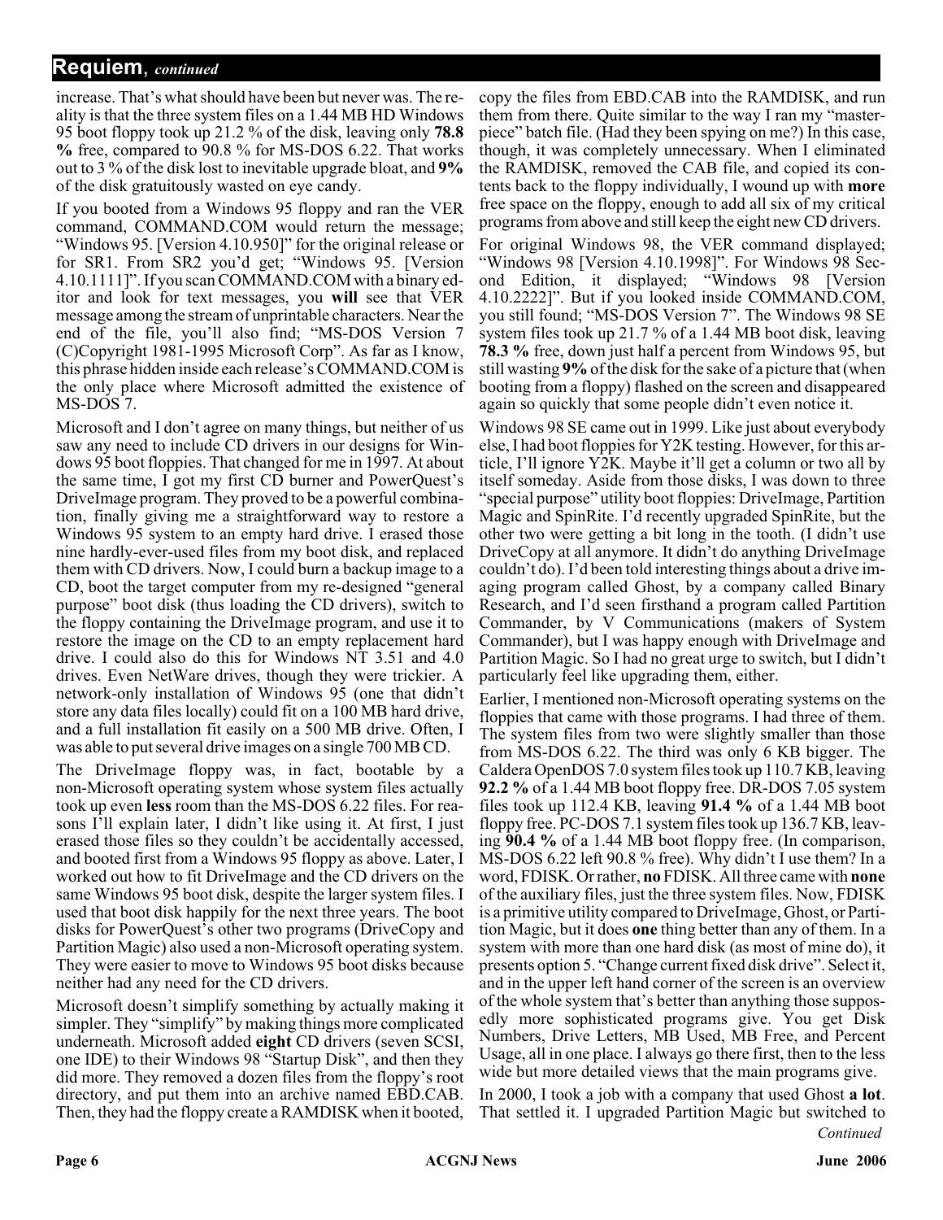## Requiem, *continued*

increase. That's what should have been but never was. The reality is that the three system files on a 1.44 MB HD Windows 95 boot floppy took up 21.2 % of the disk, leaving only **78.8 %** free, compared to 90.8 % for MS-DOS 6.22. That works out to 3 % of the disk lost to inevitable upgrade bloat, and **9%** of the disk gratuitously wasted on eye candy.

If you booted from a Windows 95 floppy and ran the VER command, COMMAND.COM would return the message; "Windows 95. [Version 4.10.950]" for the original release or for SR1. From SR2 you'd get; "Windows 95. [Version 4.10.1111]". If you scan COMMAND.COM with a binary editor and look for text messages, you **will** see that VER message among the stream of unprintable characters. Near the end of the file, you'll also find; "MS-DOS Version 7 (C)Copyright 1981-1995 Microsoft Corp". As far as I know, this phrase hidden inside each release's COMMAND.COM is the only place where Microsoft admitted the existence of MS-DOS 7.

Microsoft and I don't agree on many things, but neither of us saw any need to include CD drivers in our designs for Windows 95 boot floppies. That changed for me in 1997. At about the same time, I got my first CD burner and PowerQuest's DriveImage program. They proved to be a powerful combination, finally giving me a straightforward way to restore a Windows 95 system to an empty hard drive. I erased those nine hardly-ever-used files from my boot disk, and replaced them with CD drivers. Now, I could burn a backup image to a CD, boot the target computer from my re-designed "general purpose" boot disk (thus loading the CD drivers), switch to the floppy containing the DriveImage program, and use it to restore the image on the CD to an empty replacement hard drive. I could also do this for Windows NT 3.51 and 4.0 drives. Even NetWare drives, though they were trickier. A network-only installation of Windows 95 (one that didn't store any data files locally) could fit on a 100 MB hard drive, and a full installation fit easily on a 500 MB drive. Often, I was able to put several drive images on a single 700 MB CD.

The DriveImage floppy was, in fact, bootable by a non-Microsoft operating system whose system files actually took up even **less** room than the MS-DOS 6.22 files. For reasons I'll explain later, I didn't like using it. At first, I just erased those files so they couldn't be accidentally accessed, and booted first from a Windows 95 floppy as above. Later, I worked out how to fit DriveImage and the CD drivers on the same Windows 95 boot disk, despite the larger system files. I used that boot disk happily for the next three years. The boot disks for PowerQuest's other two programs (DriveCopy and Partition Magic) also used a non-Microsoft operating system. They were easier to move to Windows 95 boot disks because neither had any need for the CD drivers.

Microsoft doesn't simplify something by actually making it simpler. They "simplify" by making things more complicated underneath. Microsoft added **eight** CD drivers (seven SCSI, one IDE) to their Windows 98 "Startup Disk", and then they did more. They removed a dozen files from the floppy's root directory, and put them into an archive named EBD.CAB. Then, they had the floppy create a RAMDISK when it booted, copy the files from EBD.CAB into the RAMDISK, and run them from there. Quite similar to the way I ran my "masterpiece" batch file. (Had they been spying on me?) In this case, though, it was completely unnecessary. When I eliminated the RAMDISK, removed the CAB file, and copied its contents back to the floppy individually, I wound up with **more** free space on the floppy, enough to add all six of my critical programs from above and still keep the eight new CD drivers.

For original Windows 98, the VER command displayed; "Windows 98 [Version 4.10.1998]". For Windows 98 Second Edition, it displayed; "Windows 98 [Version 4.10.2222]". But if you looked inside COMMAND.COM, you still found; "MS-DOS Version 7". The Windows 98 SE system files took up 21.7 % of a 1.44 MB boot disk, leaving **78.3 %** free, down just half a percent from Windows 95, but still wasting **9%** of the disk for the sake of a picture that (when booting from a floppy) flashed on the screen and disappeared again so quickly that some people didn't even notice it.

Windows 98 SE came out in 1999. Like just about everybody else, I had boot floppies for Y2K testing. However, for this article, I'll ignore Y2K. Maybe it'll get a column or two all by itself someday. Aside from those disks, I was down to three "special purpose" utility boot floppies: DriveImage, Partition Magic and SpinRite. I'd recently upgraded SpinRite, but the other two were getting a bit long in the tooth. (I didn't use DriveCopy at all anymore. It didn't do anything DriveImage couldn't do). I'd been told interesting things about a drive imaging program called Ghost, by a company called Binary Research, and I'd seen firsthand a program called Partition Commander, by V Communications (makers of System Commander), but I was happy enough with DriveImage and Partition Magic. So I had no great urge to switch, but I didn't particularly feel like upgrading them, either.

Earlier, I mentioned non-Microsoft operating systems on the floppies that came with those programs. I had three of them. The system files from two were slightly smaller than those from MS-DOS 6.22. The third was only 6 KB bigger. The Caldera OpenDOS 7.0 system files took up 110.7 KB, leaving **92.2 %** of a 1.44 MB boot floppy free. DR-DOS 7.05 system files took up 112.4 KB, leaving **91.4 %** of a 1.44 MB boot floppy free. PC-DOS 7.1 system files took up 136.7 KB, leaving **90.4 %** of a 1.44 MB boot floppy free. (In comparison, MS-DOS 6.22 left 90.8 % free). Why didn't I use them? In a word, FDISK. Or rather, **no** FDISK. All three came with **none** of the auxiliary files, just the three system files. Now, FDISK is a primitive utility compared to DriveImage, Ghost, or Partition Magic, but it does **one** thing better than any of them. In a system with more than one hard disk (as most of mine do), it presents option 5. "Change current fixed disk drive". Select it, and in the upper left hand corner of the screen is an overview of the whole system that's better than anything those supposedly more sophisticated programs give. You get Disk Numbers, Drive Letters, MB Used, MB Free, and Percent Usage, all in one place. I always go there first, then to the less wide but more detailed views that the main programs give.

In 2000, I took a job with a company that used Ghost **a lot**. That settled it. I upgraded Partition Magic but switched to

*Continued*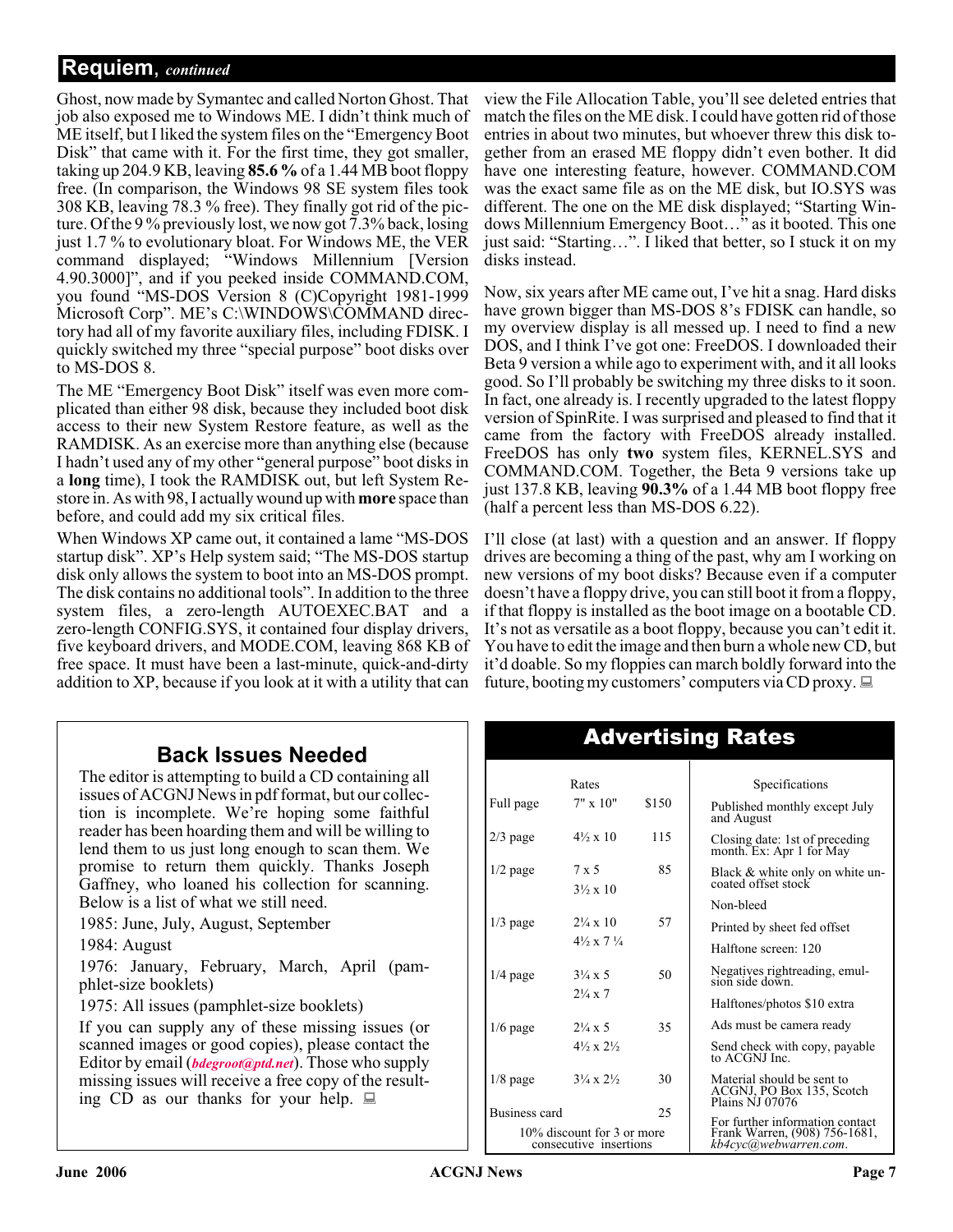## Requiem, *continued*

Ghost, now made by Symantec and called Norton Ghost. That job also exposed me to Windows ME. I didn't think much of ME itself, but I liked the system files on the "Emergency Boot Disk" that came with it. For the first time, they got smaller, taking up 204.9 KB, leaving **85.6 %** of a 1.44 MB boot floppy free. (In comparison, the Windows 98 SE system files took 308 KB, leaving 78.3 % free). They finally got rid of the picture. Of the 9 % previously lost, we now got 7.3% back, losing just 1.7 % to evolutionary bloat. For Windows ME, the VER command displayed; "Windows Millennium [Version 4.90.3000]", and if you peeked inside COMMAND.COM, you found "MS-DOS Version 8 (C)Copyright 1981-1999 Microsoft Corp". ME's C:\WINDOWS\COMMAND directory had all of my favorite auxiliary files, including FDISK. I quickly switched my three "special purpose" boot disks over to MS-DOS 8.

The ME "Emergency Boot Disk" itself was even more complicated than either 98 disk, because they included boot disk access to their new System Restore feature, as well as the RAMDISK. As an exercise more than anything else (because I hadn't used any of my other "general purpose" boot disks in a **long** time), I took the RAMDISK out, but left System Restore in. As with 98, I actually wound up with **more** space than before, and could add my six critical files.

When Windows XP came out, it contained a lame "MS-DOS startup disk". XP's Help system said; "The MS-DOS startup disk only allows the system to boot into an MS-DOS prompt. The disk contains no additional tools". In addition to the three system files, a zero-length AUTOEXEC.BAT and a zero-length CONFIG.SYS, it contained four display drivers, five keyboard drivers, and MODE.COM, leaving 868 KB of free space. It must have been a last-minute, quick-and-dirty addition to XP, because if you look at it with a utility that can view the File Allocation Table, you'll see deleted entries that match the files on the ME disk. I could have gotten rid of those entries in about two minutes, but whoever threw this disk together from an erased ME floppy didn't even bother. It did have one interesting feature, however. COMMAND.COM was the exact same file as on the ME disk, but IO.SYS was different. The one on the ME disk displayed; "Starting Windows Millennium Emergency Boot…" as it booted. This one just said: "Starting…". I liked that better, so I stuck it on my disks instead.

Now, six years after ME came out, I've hit a snag. Hard disks have grown bigger than MS-DOS 8's FDISK can handle, so my overview display is all messed up. I need to find a new DOS, and I think I've got one: FreeDOS. I downloaded their Beta 9 version a while ago to experiment with, and it all looks good. So I'll probably be switching my three disks to it soon. In fact, one already is. I recently upgraded to the latest floppy version of SpinRite. I was surprised and pleased to find that it came from the factory with FreeDOS already installed. FreeDOS has only **two** system files, KERNEL.SYS and COMMAND.COM. Together, the Beta 9 versions take up just 137.8 KB, leaving **90.3%** of a 1.44 MB boot floppy free (half a percent less than MS-DOS 6.22).

I'll close (at last) with a question and an answer. If floppy drives are becoming a thing of the past, why am I working on new versions of my boot disks? Because even if a computer doesn't have a floppy drive, you can still boot it from a floppy, if that floppy is installed as the boot image on a bootable CD. It's not as versatile as a boot floppy, because you can't edit it. You have to edit the image and then burn a whole new CD, but it'd doable. So my floppies can march boldly forward into the future, booting my customers' computers via CD proxy.

## Back Issues Needed

The editor is attempting to build a CD containing all issues of ACGNJ News in pdf format, but our collection is incomplete. We're hoping some faithful reader has been hoarding them and will be willing to lend them to us just long enough to scan them. We promise to return them quickly. Thanks Joseph Gaffney, who loaned his collection for scanning. Below is a list of what we still need.

1985: June, July, August, September

1984: August

1976: January, February, March, April (pamphlet-size booklets)

1975: All issues (pamphlet-size booklets)

If you can supply any of these missing issues (or scanned images or good copies), please contact the Editor by email (***bdegroot@ptd.net***). Those who supply missing issues will receive a free copy of the resulting CD as our thanks for your help.

## Advertising Rates

| Rates | | |
|---|---|---|
| Full page | 7" x 10" | $150 |
| 2/3 page | 4½ x 10 | 115 |
| 1/2 page | 7 x 5<br>3½ x 10 | 85 |
| 1/3 page | 2¼ x 10<br>4½ x 7 ¼ | 57 |
| 1/4 page | 3¼ x 5<br>2¼ x 7 | 50 |
| 1/6 page | 2¼ x 5<br>4½ x 2½ | 35 |
| 1/8 page | 3¼ x 2½ | 30 |
| Business card | | 25 |

10% discount for 3 or more consecutive insertions

**Specifications**

- Published monthly except July and August
- Closing date: 1st of preceding month. Ex: Apr 1 for May
- Black & white only on white uncoated offset stock
- Non-bleed
- Printed by sheet fed offset
- Halftone screen: 120
- Negatives rightreading, emulsion side down.
- Halftones/photos $10 extra
- Ads must be camera ready
- Send check with copy, payable to ACGNJ Inc.
- Material should be sent to ACGNJ, PO Box 135, Scotch Plains NJ 07076
- For further information contact Frank Warren, (908) 756-1681, *kb4cyc@webwarren.com*.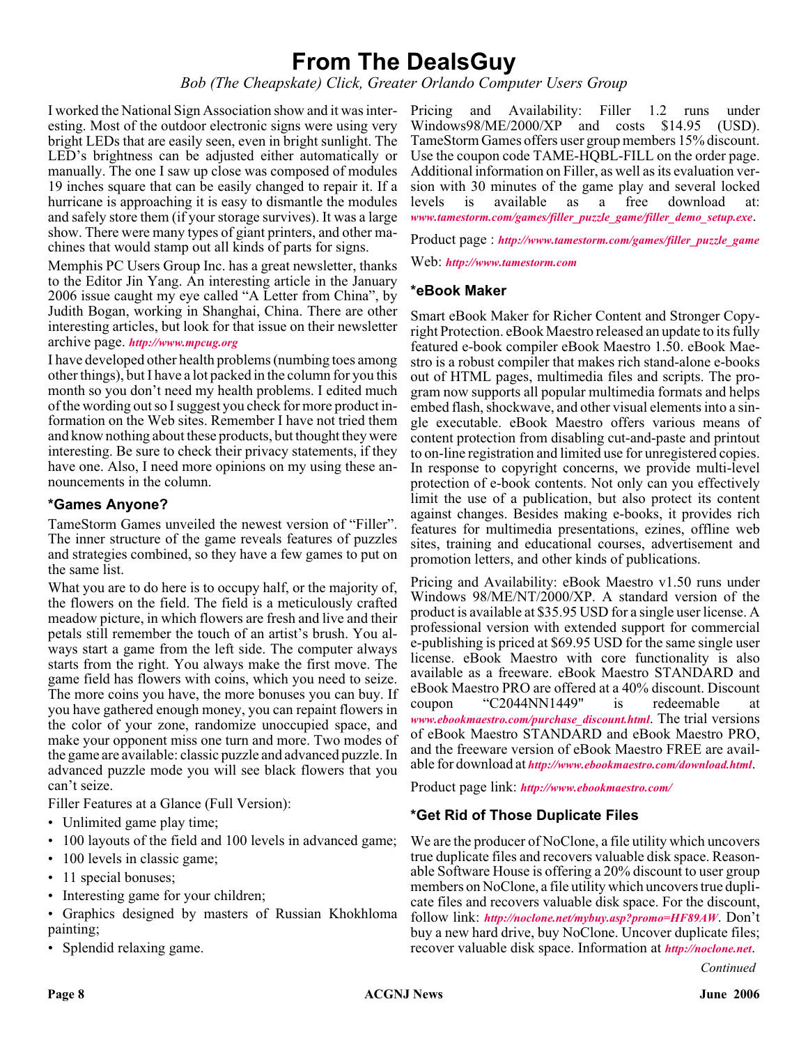# From The DealsGuy

*Bob (The Cheapskate) Click, Greater Orlando Computer Users Group*

I worked the National Sign Association show and it was interesting. Most of the outdoor electronic signs were using very bright LEDs that are easily seen, even in bright sunlight. The LED's brightness can be adjusted either automatically or manually. The one I saw up close was composed of modules 19 inches square that can be easily changed to repair it. If a hurricane is approaching it is easy to dismantle the modules and safely store them (if your storage survives). It was a large show. There were many types of giant printers, and other machines that would stamp out all kinds of parts for signs.

Memphis PC Users Group Inc. has a great newsletter, thanks to the Editor Jin Yang. An interesting article in the January 2006 issue caught my eye called "A Letter from China", by Judith Bogan, working in Shanghai, China. There are other interesting articles, but look for that issue on their newsletter archive page. ***http://www.mpcug.org***

I have developed other health problems (numbing toes among other things), but I have a lot packed in the column for you this month so you don't need my health problems. I edited much of the wording out so I suggest you check for more product information on the Web sites. Remember I have not tried them and know nothing about these products, but thought they were interesting. Be sure to check their privacy statements, if they have one. Also, I need more opinions on my using these announcements in the column.

### *Games Anyone?

TameStorm Games unveiled the newest version of "Filler". The inner structure of the game reveals features of puzzles and strategies combined, so they have a few games to put on the same list.

What you are to do here is to occupy half, or the majority of, the flowers on the field. The field is a meticulously crafted meadow picture, in which flowers are fresh and live and their petals still remember the touch of an artist's brush. You always start a game from the left side. The computer always starts from the right. You always make the first move. The game field has flowers with coins, which you need to seize. The more coins you have, the more bonuses you can buy. If you have gathered enough money, you can repaint flowers in the color of your zone, randomize unoccupied space, and make your opponent miss one turn and more. Two modes of the game are available: classic puzzle and advanced puzzle. In advanced puzzle mode you will see black flowers that you can't seize.

Filler Features at a Glance (Full Version):

- Unlimited game play time;
- 100 layouts of the field and 100 levels in advanced game;
- 100 levels in classic game;
- 11 special bonuses;
- Interesting game for your children;
- Graphics designed by masters of Russian Khokhloma painting;
- Splendid relaxing game.

Pricing and Availability: Filler 1.2 runs under Windows98/ME/2000/XP and costs $14.95 (USD). TameStorm Games offers user group members 15% discount. Use the coupon code TAME-HQBL-FILL on the order page. Additional information on Filler, as well as its evaluation version with 30 minutes of the game play and several locked levels is available as a free download at: ***www.tamestorm.com/games/filler_puzzle_game/filler_demo_setup.exe***.

Product page : ***http://www.tamestorm.com/games/filler_puzzle_game***

Web: ***http://www.tamestorm.com***

### *eBook Maker

Smart eBook Maker for Richer Content and Stronger Copyright Protection. eBook Maestro released an update to its fully featured e-book compiler eBook Maestro 1.50. eBook Maestro is a robust compiler that makes rich stand-alone e-books out of HTML pages, multimedia files and scripts. The program now supports all popular multimedia formats and helps embed flash, shockwave, and other visual elements into a single executable. eBook Maestro offers various means of content protection from disabling cut-and-paste and printout to on-line registration and limited use for unregistered copies. In response to copyright concerns, we provide multi-level protection of e-book contents. Not only can you effectively limit the use of a publication, but also protect its content against changes. Besides making e-books, it provides rich features for multimedia presentations, ezines, offline web sites, training and educational courses, advertisement and promotion letters, and other kinds of publications.

Pricing and Availability: eBook Maestro v1.50 runs under Windows 98/ME/NT/2000/XP. A standard version of the product is available at $35.95 USD for a single user license. A professional version with extended support for commercial e-publishing is priced at $69.95 USD for the same single user license. eBook Maestro with core functionality is also available as a freeware. eBook Maestro STANDARD and eBook Maestro PRO are offered at a 40% discount. Discount coupon "C2044NN1449" is redeemable at ***www.ebookmaestro.com/purchase_discount.html***. The trial versions of eBook Maestro STANDARD and eBook Maestro PRO, and the freeware version of eBook Maestro FREE are available for download at ***http://www.ebookmaestro.com/download.html***.

Product page link: ***http://www.ebookmaestro.com/***

### *Get Rid of Those Duplicate Files

We are the producer of NoClone, a file utility which uncovers true duplicate files and recovers valuable disk space. Reasonable Software House is offering a 20% discount to user group members on NoClone, a file utility which uncovers true duplicate files and recovers valuable disk space. For the discount, follow link: ***http://noclone.net/mybuy.asp?promo=HF89AW***. Don't buy a new hard drive, buy NoClone. Uncover duplicate files; recover valuable disk space. Information at ***http://noclone.net***.

*Continued*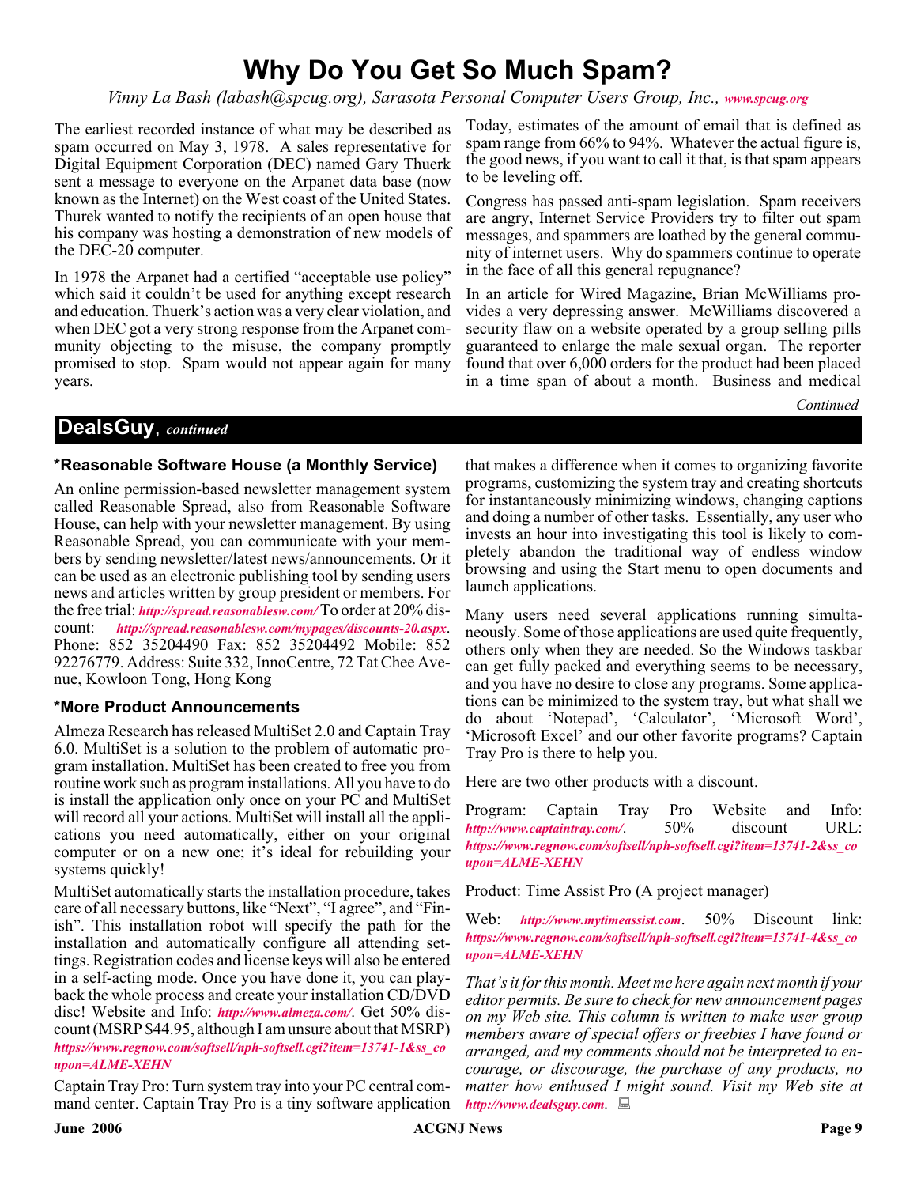# Why Do You Get So Much Spam?

*Vinny La Bash (labash@spcug.org), Sarasota Personal Computer Users Group, Inc., www.spcug.org*

The earliest recorded instance of what may be described as spam occurred on May 3, 1978. A sales representative for Digital Equipment Corporation (DEC) named Gary Thuerk sent a message to everyone on the Arpanet data base (now known as the Internet) on the West coast of the United States. Thurek wanted to notify the recipients of an open house that his company was hosting a demonstration of new models of the DEC-20 computer.

In 1978 the Arpanet had a certified "acceptable use policy" which said it couldn't be used for anything except research and education. Thuerk's action was a very clear violation, and when DEC got a very strong response from the Arpanet community objecting to the misuse, the company promptly promised to stop. Spam would not appear again for many years.

Today, estimates of the amount of email that is defined as spam range from 66% to 94%. Whatever the actual figure is, the good news, if you want to call it that, is that spam appears to be leveling off.

Congress has passed anti-spam legislation. Spam receivers are angry, Internet Service Providers try to filter out spam messages, and spammers are loathed by the general community of internet users. Why do spammers continue to operate in the face of all this general repugnance?

In an article for Wired Magazine, Brian McWilliams provides a very depressing answer. McWilliams discovered a security flaw on a website operated by a group selling pills guaranteed to enlarge the male sexual organ. The reporter found that over 6,000 orders for the product had been placed in a time span of about a month. Business and medical

*Continued*

## DealsGuy, *continued*

### *Reasonable Software House (a Monthly Service)

An online permission-based newsletter management system called Reasonable Spread, also from Reasonable Software House, can help with your newsletter management. By using Reasonable Spread, you can communicate with your members by sending newsletter/latest news/announcements. Or it can be used as an electronic publishing tool by sending users news and articles written by group president or members. For the free trial: *http://spread.reasonablesw.com/* To order at 20% discount: *http://spread.reasonablesw.com/mypages/discounts-20.aspx*. Phone: 852 35204490 Fax: 852 35204492 Mobile: 852 92276779. Address: Suite 332, InnoCentre, 72 Tat Chee Avenue, Kowloon Tong, Hong Kong

### *More Product Announcements

Almeza Research has released MultiSet 2.0 and Captain Tray 6.0. MultiSet is a solution to the problem of automatic program installation. MultiSet has been created to free you from routine work such as program installations. All you have to do is install the application only once on your PC and MultiSet will record all your actions. MultiSet will install all the applications you need automatically, either on your original computer or on a new one; it's ideal for rebuilding your systems quickly!

MultiSet automatically starts the installation procedure, takes care of all necessary buttons, like "Next", "I agree", and "Finish". This installation robot will specify the path for the installation and automatically configure all attending settings. Registration codes and license keys will also be entered in a self-acting mode. Once you have done it, you can playback the whole process and create your installation CD/DVD disc! Website and Info: *http://www.almeza.com/*. Get 50% discount (MSRP $44.95, although I am unsure about that MSRP) *https://www.regnow.com/softsell/nph-softsell.cgi?item=13741-1&ss_coupon=ALME-XEHN*

Captain Tray Pro: Turn system tray into your PC central command center. Captain Tray Pro is a tiny software application that makes a difference when it comes to organizing favorite programs, customizing the system tray and creating shortcuts for instantaneously minimizing windows, changing captions and doing a number of other tasks. Essentially, any user who invests an hour into investigating this tool is likely to completely abandon the traditional way of endless window browsing and using the Start menu to open documents and launch applications.

Many users need several applications running simultaneously. Some of those applications are used quite frequently, others only when they are needed. So the Windows taskbar can get fully packed and everything seems to be necessary, and you have no desire to close any programs. Some applications can be minimized to the system tray, but what shall we do about 'Notepad', 'Calculator', 'Microsoft Word', 'Microsoft Excel' and our other favorite programs? Captain Tray Pro is there to help you.

Here are two other products with a discount.

Program: Captain Tray Pro Website and Info: *http://www.captaintray.com/*. 50% discount URL: *https://www.regnow.com/softsell/nph-softsell.cgi?item=13741-2&ss_coupon=ALME-XEHN*

Product: Time Assist Pro (A project manager)

Web: *http://www.mytimeassist.com*. 50% Discount link: *https://www.regnow.com/softsell/nph-softsell.cgi?item=13741-4&ss_coupon=ALME-XEHN*

*That's it for this month. Meet me here again next month if your editor permits. Be sure to check for new announcement pages on my Web site. This column is written to make user group members aware of special offers or freebies I have found or arranged, and my comments should not be interpreted to encourage, or discourage, the purchase of any products, no matter how enthused I might sound. Visit my Web site at http://www.dealsguy.com.*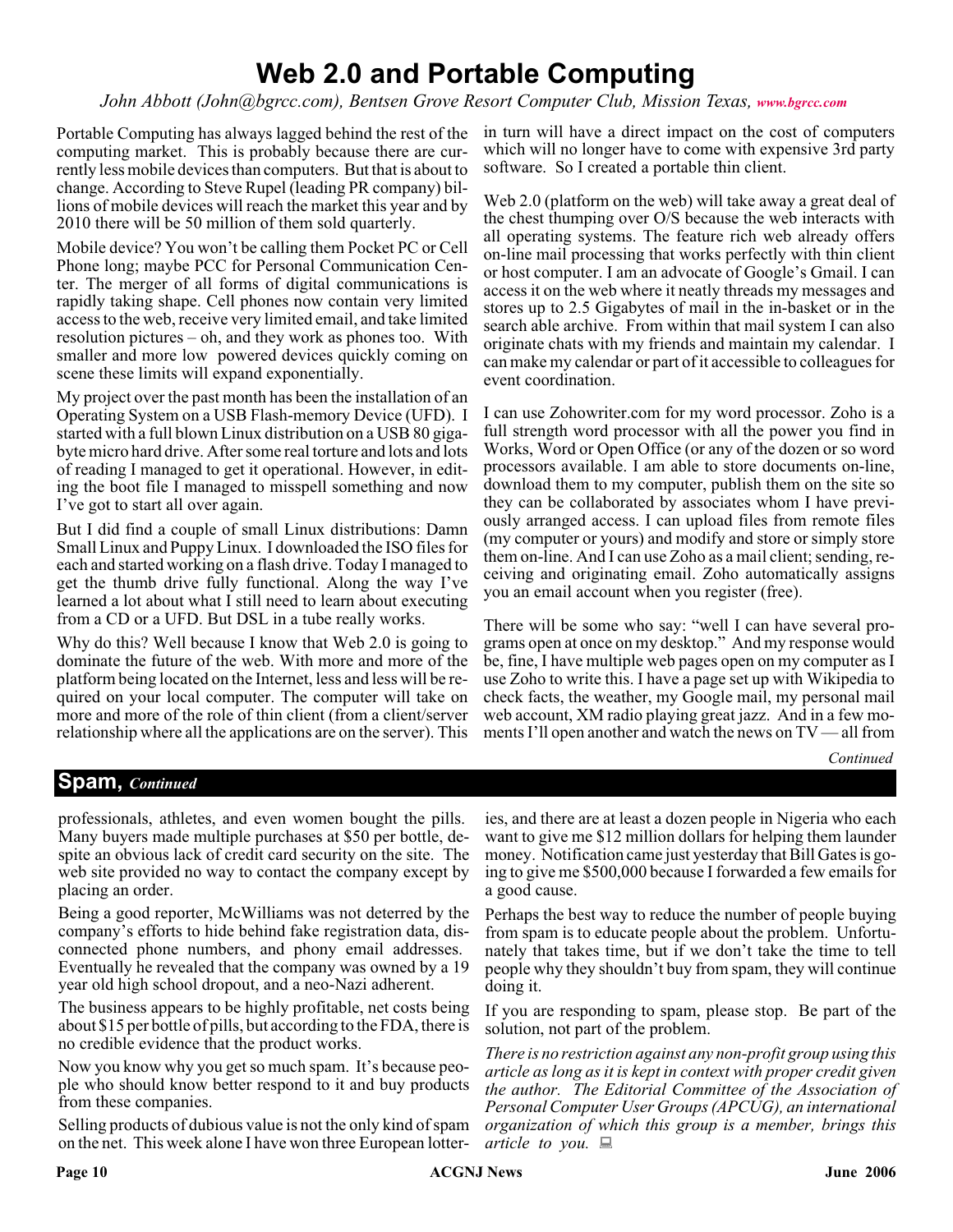# Web 2.0 and Portable Computing

*John Abbott (John@bgrcc.com), Bentsen Grove Resort Computer Club, Mission Texas, www.bgrcc.com*

Portable Computing has always lagged behind the rest of the computing market. This is probably because there are currently less mobile devices than computers. But that is about to change. According to Steve Rupel (leading PR company) billions of mobile devices will reach the market this year and by 2010 there will be 50 million of them sold quarterly.

Mobile device? You won't be calling them Pocket PC or Cell Phone long; maybe PCC for Personal Communication Center. The merger of all forms of digital communications is rapidly taking shape. Cell phones now contain very limited access to the web, receive very limited email, and take limited resolution pictures – oh, and they work as phones too. With smaller and more low powered devices quickly coming on scene these limits will expand exponentially.

My project over the past month has been the installation of an Operating System on a USB Flash-memory Device (UFD). I started with a full blown Linux distribution on a USB 80 gigabyte micro hard drive. After some real torture and lots and lots of reading I managed to get it operational. However, in editing the boot file I managed to misspell something and now I've got to start all over again.

But I did find a couple of small Linux distributions: Damn Small Linux and Puppy Linux. I downloaded the ISO files for each and started working on a flash drive. Today I managed to get the thumb drive fully functional. Along the way I've learned a lot about what I still need to learn about executing from a CD or a UFD. But DSL in a tube really works.

Why do this? Well because I know that Web 2.0 is going to dominate the future of the web. With more and more of the platform being located on the Internet, less and less will be required on your local computer. The computer will take on more and more of the role of thin client (from a client/server relationship where all the applications are on the server). This in turn will have a direct impact on the cost of computers which will no longer have to come with expensive 3rd party software. So I created a portable thin client.

Web 2.0 (platform on the web) will take away a great deal of the chest thumping over O/S because the web interacts with all operating systems. The feature rich web already offers on-line mail processing that works perfectly with thin client or host computer. I am an advocate of Google's Gmail. I can access it on the web where it neatly threads my messages and stores up to 2.5 Gigabytes of mail in the in-basket or in the search able archive. From within that mail system I can also originate chats with my friends and maintain my calendar. I can make my calendar or part of it accessible to colleagues for event coordination.

I can use Zohowriter.com for my word processor. Zoho is a full strength word processor with all the power you find in Works, Word or Open Office (or any of the dozen or so word processors available. I am able to store documents on-line, download them to my computer, publish them on the site so they can be collaborated by associates whom I have previously arranged access. I can upload files from remote files (my computer or yours) and modify and store or simply store them on-line. And I can use Zoho as a mail client; sending, receiving and originating email. Zoho automatically assigns you an email account when you register (free).

There will be some who say: "well I can have several programs open at once on my desktop." And my response would be, fine, I have multiple web pages open on my computer as I use Zoho to write this. I have a page set up with Wikipedia to check facts, the weather, my Google mail, my personal mail web account, XM radio playing great jazz. And in a few moments I'll open another and watch the news on TV — all from

*Continued*

## Spam, *Continued*

professionals, athletes, and even women bought the pills. Many buyers made multiple purchases at $50 per bottle, despite an obvious lack of credit card security on the site. The web site provided no way to contact the company except by placing an order.

Being a good reporter, McWilliams was not deterred by the company's efforts to hide behind fake registration data, disconnected phone numbers, and phony email addresses. Eventually he revealed that the company was owned by a 19 year old high school dropout, and a neo-Nazi adherent.

The business appears to be highly profitable, net costs being about $15 per bottle of pills, but according to the FDA, there is no credible evidence that the product works.

Now you know why you get so much spam. It's because people who should know better respond to it and buy products from these companies.

Selling products of dubious value is not the only kind of spam on the net. This week alone I have won three European lotteries, and there are at least a dozen people in Nigeria who each want to give me $12 million dollars for helping them launder money. Notification came just yesterday that Bill Gates is going to give me $500,000 because I forwarded a few emails for a good cause.

Perhaps the best way to reduce the number of people buying from spam is to educate people about the problem. Unfortunately that takes time, but if we don't take the time to tell people why they shouldn't buy from spam, they will continue doing it.

If you are responding to spam, please stop. Be part of the solution, not part of the problem.

*There is no restriction against any non-profit group using this article as long as it is kept in context with proper credit given the author. The Editorial Committee of the Association of Personal Computer User Groups (APCUG), an international organization of which this group is a member, brings this article to you.*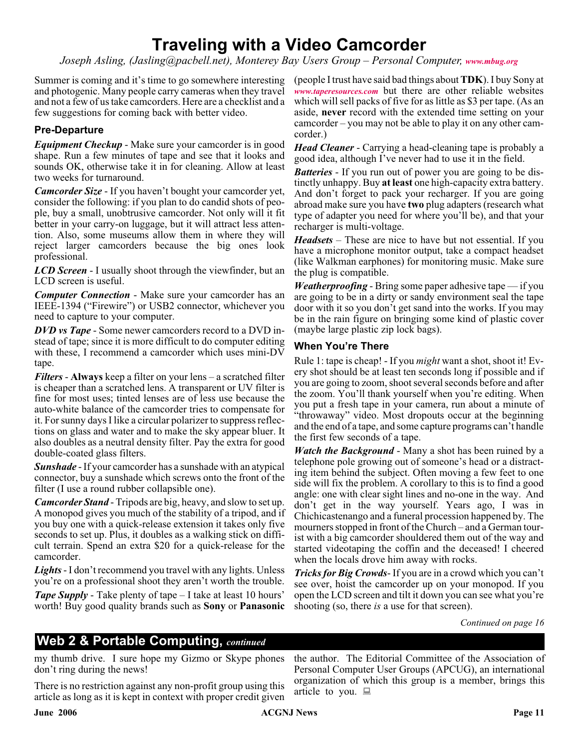# Traveling with a Video Camcorder

*Joseph Asling, (Jasling@pacbell.net), Monterey Bay Users Group – Personal Computer, www.mbug.org*

Summer is coming and it's time to go somewhere interesting and photogenic. Many people carry cameras when they travel and not a few of us take camcorders. Here are a checklist and a few suggestions for coming back with better video.

### Pre-Departure

***Equipment Checkup*** - Make sure your camcorder is in good shape. Run a few minutes of tape and see that it looks and sounds OK, otherwise take it in for cleaning. Allow at least two weeks for turnaround.

***Camcorder Size*** - If you haven't bought your camcorder yet, consider the following: if you plan to do candid shots of people, buy a small, unobtrusive camcorder. Not only will it fit better in your carry-on luggage, but it will attract less attention. Also, some museums allow them in where they will reject larger camcorders because the big ones look professional.

***LCD Screen*** - I usually shoot through the viewfinder, but an LCD screen is useful.

***Computer Connection*** - Make sure your camcorder has an IEEE-1394 ("Firewire") or USB2 connector, whichever you need to capture to your computer.

***DVD vs Tape*** - Some newer camcorders record to a DVD instead of tape; since it is more difficult to do computer editing with these, I recommend a camcorder which uses mini-DV tape.

***Filters*** - **Always** keep a filter on your lens – a scratched filter is cheaper than a scratched lens. A transparent or UV filter is fine for most uses; tinted lenses are of less use because the auto-white balance of the camcorder tries to compensate for it. For sunny days I like a circular polarizer to suppress reflections on glass and water and to make the sky appear bluer. It also doubles as a neutral density filter. Pay the extra for good double-coated glass filters.

***Sunshade*** - If your camcorder has a sunshade with an atypical connector, buy a sunshade which screws onto the front of the filter (I use a round rubber collapsible one).

***Camcorder Stand*** - Tripods are big, heavy, and slow to set up. A monopod gives you much of the stability of a tripod, and if you buy one with a quick-release extension it takes only five seconds to set up. Plus, it doubles as a walking stick on difficult terrain. Spend an extra $20 for a quick-release for the camcorder.

***Lights*** - I don't recommend you travel with any lights. Unless you're on a professional shoot they aren't worth the trouble.

***Tape Supply*** - Take plenty of tape – I take at least 10 hours' worth! Buy good quality brands such as **Sony** or **Panasonic** (people I trust have said bad things about **TDK**). I buy Sony at *www.taperesources.com* but there are other reliable websites which will sell packs of five for as little as $3 per tape. (As an aside, **never** record with the extended time setting on your camcorder – you may not be able to play it on any other camcorder.)

***Head Cleaner*** - Carrying a head-cleaning tape is probably a good idea, although I've never had to use it in the field.

***Batteries*** - If you run out of power you are going to be distinctly unhappy. Buy **at least** one high-capacity extra battery. And don't forget to pack your recharger. If you are going abroad make sure you have **two** plug adapters (research what type of adapter you need for where you'll be), and that your recharger is multi-voltage.

***Headsets*** – These are nice to have but not essential. If you have a microphone monitor output, take a compact headset (like Walkman earphones) for monitoring music. Make sure the plug is compatible.

***Weatherproofing*** - Bring some paper adhesive tape — if you are going to be in a dirty or sandy environment seal the tape door with it so you don't get sand into the works. If you may be in the rain figure on bringing some kind of plastic cover (maybe large plastic zip lock bags).

### When You're There

Rule 1: tape is cheap! - If you *might* want a shot, shoot it! Every shot should be at least ten seconds long if possible and if you are going to zoom, shoot several seconds before and after the zoom. You'll thank yourself when you're editing. When you put a fresh tape in your camera, run about a minute of "throwaway" video. Most dropouts occur at the beginning and the end of a tape, and some capture programs can't handle the first few seconds of a tape.

***Watch the Background*** - Many a shot has been ruined by a telephone pole growing out of someone's head or a distracting item behind the subject. Often moving a few feet to one side will fix the problem. A corollary to this is to find a good angle: one with clear sight lines and no-one in the way. And don't get in the way yourself. Years ago, I was in Chichicastenango and a funeral procession happened by. The mourners stopped in front of the Church – and a German tourist with a big camcorder shouldered them out of the way and started videotaping the coffin and the deceased! I cheered when the locals drove him away with rocks.

***Tricks for Big Crowds***- If you are in a crowd which you can't see over, hoist the camcorder up on your monopod. If you open the LCD screen and tilt it down you can see what you're shooting (so, there *is* a use for that screen).

*Continued on page 16*

## Web 2 & Portable Computing, *continued*

my thumb drive. I sure hope my Gizmo or Skype phones don't ring during the news!

There is no restriction against any non-profit group using this article as long as it is kept in context with proper credit given the author. The Editorial Committee of the Association of Personal Computer User Groups (APCUG), an international organization of which this group is a member, brings this article to you.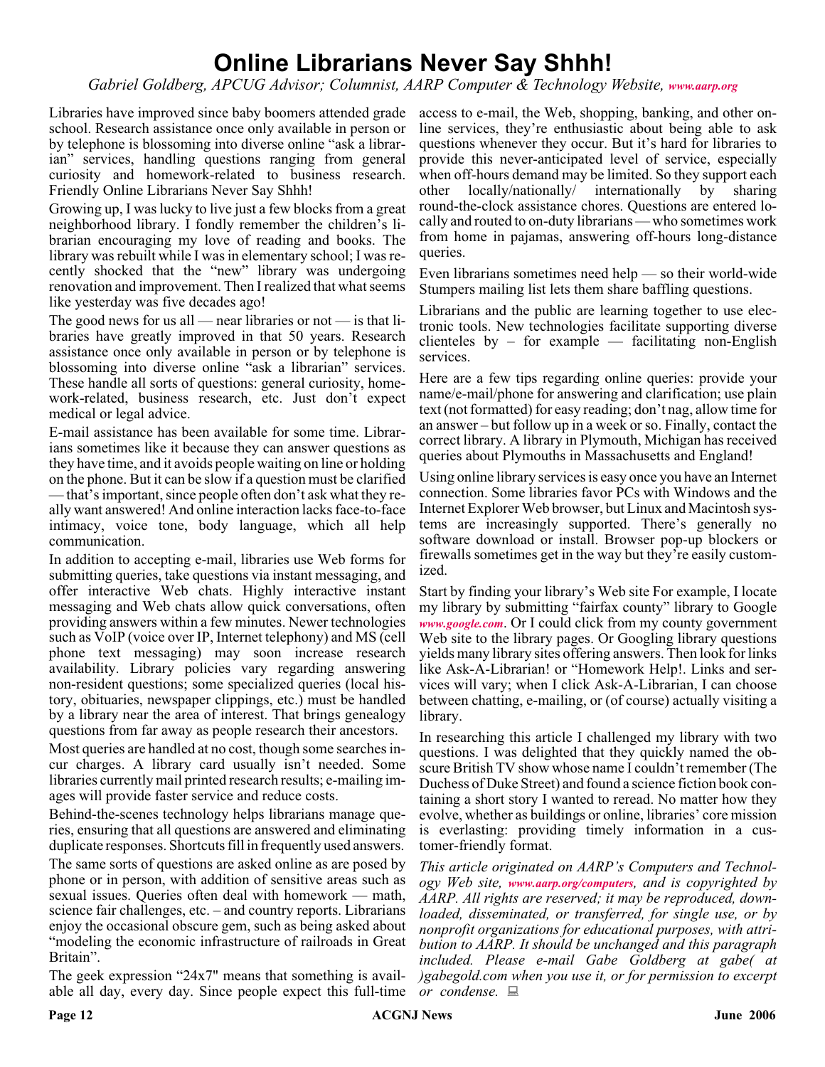# Online Librarians Never Say Shhh!

*Gabriel Goldberg, APCUG Advisor; Columnist, AARP Computer & Technology Website, www.aarp.org*

Libraries have improved since baby boomers attended grade school. Research assistance once only available in person or by telephone is blossoming into diverse online "ask a librarian" services, handling questions ranging from general curiosity and homework-related to business research. Friendly Online Librarians Never Say Shhh!

Growing up, I was lucky to live just a few blocks from a great neighborhood library. I fondly remember the children's librarian encouraging my love of reading and books. The library was rebuilt while I was in elementary school; I was recently shocked that the "new" library was undergoing renovation and improvement. Then I realized that what seems like yesterday was five decades ago!

The good news for us all — near libraries or not — is that libraries have greatly improved in that 50 years. Research assistance once only available in person or by telephone is blossoming into diverse online "ask a librarian" services. These handle all sorts of questions: general curiosity, homework-related, business research, etc. Just don't expect medical or legal advice.

E-mail assistance has been available for some time. Librarians sometimes like it because they can answer questions as they have time, and it avoids people waiting on line or holding on the phone. But it can be slow if a question must be clarified — that's important, since people often don't ask what they really want answered! And online interaction lacks face-to-face intimacy, voice tone, body language, which all help communication.

In addition to accepting e-mail, libraries use Web forms for submitting queries, take questions via instant messaging, and offer interactive Web chats. Highly interactive instant messaging and Web chats allow quick conversations, often providing answers within a few minutes. Newer technologies such as VoIP (voice over IP, Internet telephony) and MS (cell phone text messaging) may soon increase research availability. Library policies vary regarding answering non-resident questions; some specialized queries (local history, obituaries, newspaper clippings, etc.) must be handled by a library near the area of interest. That brings genealogy questions from far away as people research their ancestors.

Most queries are handled at no cost, though some searches incur charges. A library card usually isn't needed. Some libraries currently mail printed research results; e-mailing images will provide faster service and reduce costs.

Behind-the-scenes technology helps librarians manage queries, ensuring that all questions are answered and eliminating duplicate responses. Shortcuts fill in frequently used answers.

The same sorts of questions are asked online as are posed by phone or in person, with addition of sensitive areas such as sexual issues. Queries often deal with homework — math, science fair challenges, etc. – and country reports. Librarians enjoy the occasional obscure gem, such as being asked about "modeling the economic infrastructure of railroads in Great Britain".

The geek expression "24x7" means that something is available all day, every day. Since people expect this full-time access to e-mail, the Web, shopping, banking, and other online services, they're enthusiastic about being able to ask questions whenever they occur. But it's hard for libraries to provide this never-anticipated level of service, especially when off-hours demand may be limited. So they support each other locally/nationally/ internationally by sharing round-the-clock assistance chores. Questions are entered locally and routed to on-duty librarians — who sometimes work from home in pajamas, answering off-hours long-distance queries.

Even librarians sometimes need help — so their world-wide Stumpers mailing list lets them share baffling questions.

Librarians and the public are learning together to use electronic tools. New technologies facilitate supporting diverse clienteles by – for example — facilitating non-English services.

Here are a few tips regarding online queries: provide your name/e-mail/phone for answering and clarification; use plain text (not formatted) for easy reading; don't nag, allow time for an answer – but follow up in a week or so. Finally, contact the correct library. A library in Plymouth, Michigan has received queries about Plymouths in Massachusetts and England!

Using online library services is easy once you have an Internet connection. Some libraries favor PCs with Windows and the Internet Explorer Web browser, but Linux and Macintosh systems are increasingly supported. There's generally no software download or install. Browser pop-up blockers or firewalls sometimes get in the way but they're easily customized.

Start by finding your library's Web site For example, I locate my library by submitting "fairfax county" library to Google *www.google.com*. Or I could click from my county government Web site to the library pages. Or Googling library questions yields many library sites offering answers. Then look for links like Ask-A-Librarian! or "Homework Help!. Links and services will vary; when I click Ask-A-Librarian, I can choose between chatting, e-mailing, or (of course) actually visiting a library.

In researching this article I challenged my library with two questions. I was delighted that they quickly named the obscure British TV show whose name I couldn't remember (The Duchess of Duke Street) and found a science fiction book containing a short story I wanted to reread. No matter how they evolve, whether as buildings or online, libraries' core mission is everlasting: providing timely information in a customer-friendly format.

*This article originated on AARP's Computers and Technology Web site, www.aarp.org/computers, and is copyrighted by AARP. All rights are reserved; it may be reproduced, downloaded, disseminated, or transferred, for single use, or by nonprofit organizations for educational purposes, with attribution to AARP. It should be unchanged and this paragraph included. Please e-mail Gabe Goldberg at gabe( at )gabegold.com when you use it, or for permission to excerpt or condense.*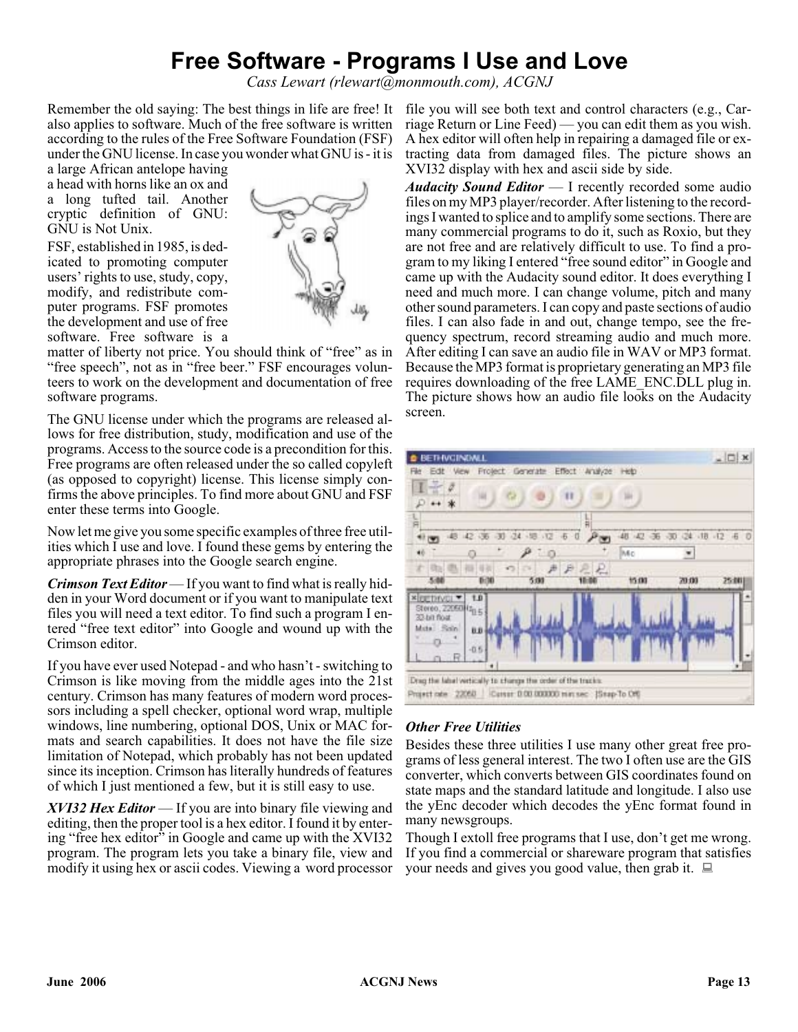# Free Software - Programs I Use and Love

*Cass Lewart (rlewart@monmouth.com), ACGNJ*

Remember the old saying: The best things in life are free! It also applies to software. Much of the free software is written according to the rules of the Free Software Foundation (FSF) under the GNU license. In case you wonder what GNU is - it is a large African antelope having a head with horns like an ox and a long tufted tail. Another cryptic definition of GNU: GNU is Not Unix.

FSF, established in 1985, is dedicated to promoting computer users' rights to use, study, copy, modify, and redistribute computer programs. FSF promotes the development and use of free software. Free software is a matter of liberty not price. You should think of "free" as in "free speech", not as in "free beer." FSF encourages volunteers to work on the development and documentation of free software programs.

The GNU license under which the programs are released allows for free distribution, study, modification and use of the programs. Access to the source code is a precondition for this. Free programs are often released under the so called copyleft (as opposed to copyright) license. This license simply confirms the above principles. To find more about GNU and FSF enter these terms into Google.

Now let me give you some specific examples of three free utilities which I use and love. I found these gems by entering the appropriate phrases into the Google search engine.

***Crimson Text Editor*** — If you want to find what is really hidden in your Word document or if you want to manipulate text files you will need a text editor. To find such a program I entered "free text editor" into Google and wound up with the Crimson editor.

If you have ever used Notepad - and who hasn't - switching to Crimson is like moving from the middle ages into the 21st century. Crimson has many features of modern word processors including a spell checker, optional word wrap, multiple windows, line numbering, optional DOS, Unix or MAC formats and search capabilities. It does not have the file size limitation of Notepad, which probably has not been updated since its inception. Crimson has literally hundreds of features of which I just mentioned a few, but it is still easy to use.

***XVI32 Hex Editor*** — If you are into binary file viewing and editing, then the proper tool is a hex editor. I found it by entering "free hex editor" in Google and came up with the XVI32 program. The program lets you take a binary file, view and modify it using hex or ascii codes. Viewing a word processor file you will see both text and control characters (e.g., Carriage Return or Line Feed) — you can edit them as you wish. A hex editor will often help in repairing a damaged file or extracting data from damaged files. The picture shows an XVI32 display with hex and ascii side by side.

***Audacity Sound Editor*** — I recently recorded some audio files on my MP3 player/recorder. After listening to the recordings I wanted to splice and to amplify some sections. There are many commercial programs to do it, such as Roxio, but they are not free and are relatively difficult to use. To find a program to my liking I entered "free sound editor" in Google and came up with the Audacity sound editor. It does everything I need and much more. I can change volume, pitch and many other sound parameters. I can copy and paste sections of audio files. I can also fade in and out, change tempo, see the frequency spectrum, record streaming audio and much more. After editing I can save an audio file in WAV or MP3 format. Because the MP3 format is proprietary generating an MP3 file requires downloading of the free LAME_ENC.DLL plug in. The picture shows how an audio file looks on the Audacity screen.

### *Other Free Utilities*

Besides these three utilities I use many other great free programs of less general interest. The two I often use are the GIS converter, which converts between GIS coordinates found on state maps and the standard latitude and longitude. I also use the yEnc decoder which decodes the yEnc format found in many newsgroups.

Though I extoll free programs that I use, don't get me wrong. If you find a commercial or shareware program that satisfies your needs and gives you good value, then grab it.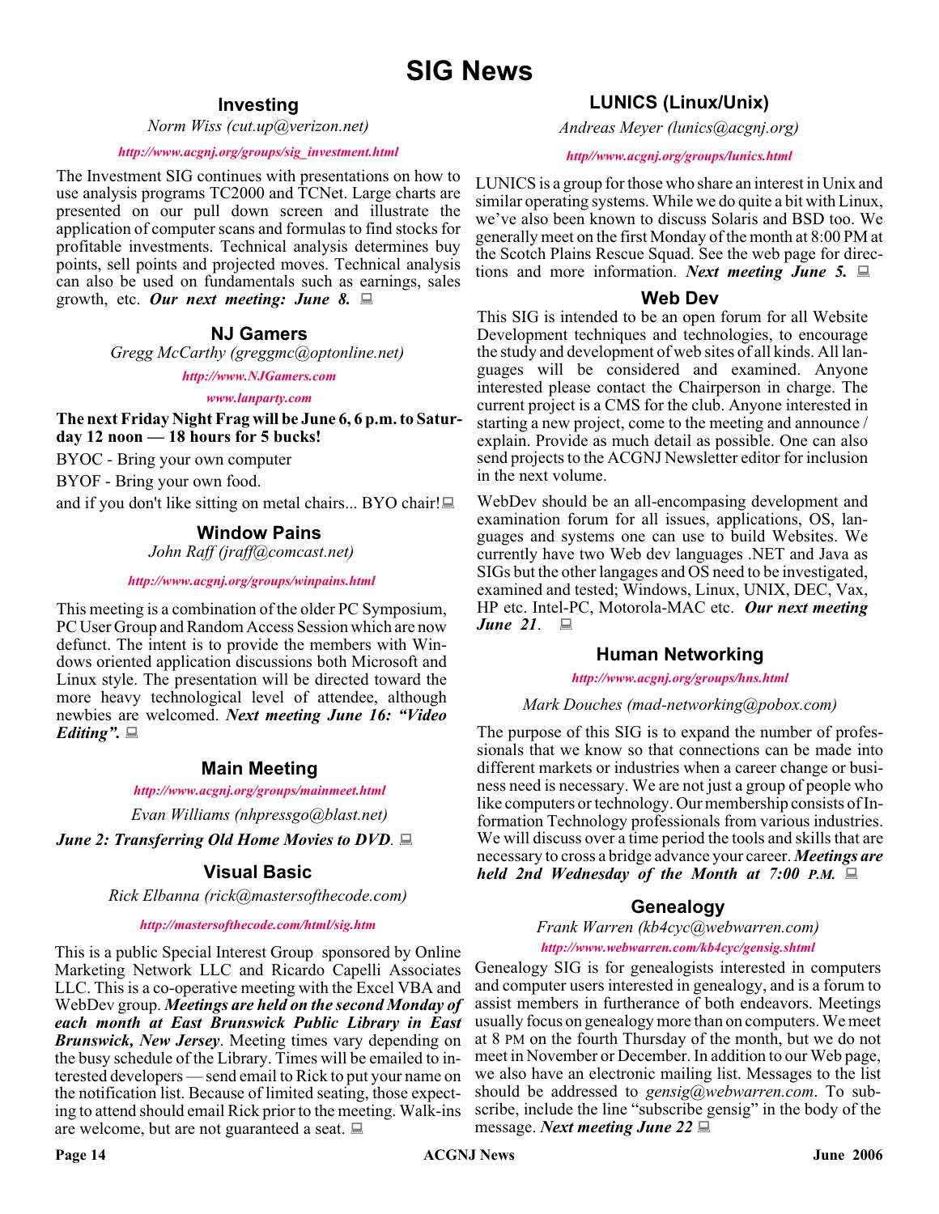# SIG News

## Investing

*Norm Wiss (cut.up@verizon.net)*

*http://www.acgnj.org/groups/sig_investment.html*

The Investment SIG continues with presentations on how to use analysis programs TC2000 and TCNet. Large charts are presented on our pull down screen and illustrate the application of computer scans and formulas to find stocks for profitable investments. Technical analysis determines buy points, sell points and projected moves. Technical analysis can also be used on fundamentals such as earnings, sales growth, etc. ***Our next meeting: June 8.***

## NJ Gamers

*Gregg McCarthy (greggmc@optonline.net)*

*http://www.NJGamers.com*

*www.lanparty.com*

**The next Friday Night Frag will be June 6, 6 p.m. to Saturday 12 noon — 18 hours for 5 bucks!**

BYOC - Bring your own computer

BYOF - Bring your own food.

and if you don't like sitting on metal chairs... BYO chair!

## Window Pains

*John Raff (jraff@comcast.net)*

*http://www.acgnj.org/groups/winpains.html*

This meeting is a combination of the older PC Symposium, PC User Group and Random Access Session which are now defunct. The intent is to provide the members with Windows oriented application discussions both Microsoft and Linux style. The presentation will be directed toward the more heavy technological level of attendee, although newbies are welcomed. ***Next meeting June 16: "Video Editing".***

## Main Meeting

*http://www.acgnj.org/groups/mainmeet.html*

*Evan Williams (nhpressgo@blast.net)*

***June 2: Transferring Old Home Movies to DVD***.

## Visual Basic

*Rick Elbanna (rick@mastersofthecode.com)*

*http://mastersofthecode.com/html/sig.htm*

This is a public Special Interest Group sponsored by Online Marketing Network LLC and Ricardo Capelli Associates LLC. This is a co-operative meeting with the Excel VBA and WebDev group. ***Meetings are held on the second Monday of each month at East Brunswick Public Library in East Brunswick, New Jersey***. Meeting times vary depending on the busy schedule of the Library. Times will be emailed to interested developers — send email to Rick to put your name on the notification list. Because of limited seating, those expecting to attend should email Rick prior to the meeting. Walk-ins are welcome, but are not guaranteed a seat.

## LUNICS (Linux/Unix)

*Andreas Meyer (lunics@acgnj.org)*

*http//www.acgnj.org/groups/lunics.html*

LUNICS is a group for those who share an interest in Unix and similar operating systems. While we do quite a bit with Linux, we've also been known to discuss Solaris and BSD too. We generally meet on the first Monday of the month at 8:00 PM at the Scotch Plains Rescue Squad. See the web page for directions and more information. ***Next meeting June 5.***

## Web Dev

This SIG is intended to be an open forum for all Website Development techniques and technologies, to encourage the study and development of web sites of all kinds. All languages will be considered and examined. Anyone interested please contact the Chairperson in charge. The current project is a CMS for the club. Anyone interested in starting a new project, come to the meeting and announce / explain. Provide as much detail as possible. One can also send projects to the ACGNJ Newsletter editor for inclusion in the next volume.

WebDev should be an all-encompasing development and examination forum for all issues, applications, OS, languages and systems one can use to build Websites. We currently have two Web dev languages .NET and Java as SIGs but the other langages and OS need to be investigated, examined and tested; Windows, Linux, UNIX, DEC, Vax, HP etc. Intel-PC, Motorola-MAC etc. ***Our next meeting June 21***.

## Human Networking

*http://www.acgnj.org/groups/hns.html*

*Mark Douches (mad-networking@pobox.com)*

The purpose of this SIG is to expand the number of professionals that we know so that connections can be made into different markets or industries when a career change or business need is necessary. We are not just a group of people who like computers or technology. Our membership consists of Information Technology professionals from various industries. We will discuss over a time period the tools and skills that are necessary to cross a bridge advance your career. ***Meetings are held 2nd Wednesday of the Month at 7:00 P.M.***

## Genealogy

*Frank Warren (kb4cyc@webwarren.com)*

*http://www.webwarren.com/kb4cyc/gensig.shtml*

Genealogy SIG is for genealogists interested in computers and computer users interested in genealogy, and is a forum to assist members in furtherance of both endeavors. Meetings usually focus on genealogy more than on computers. We meet at 8 PM on the fourth Thursday of the month, but we do not meet in November or December. In addition to our Web page, we also have an electronic mailing list. Messages to the list should be addressed to *gensig@webwarren.com*. To subscribe, include the line "subscribe gensig" in the body of the message. ***Next meeting June 22***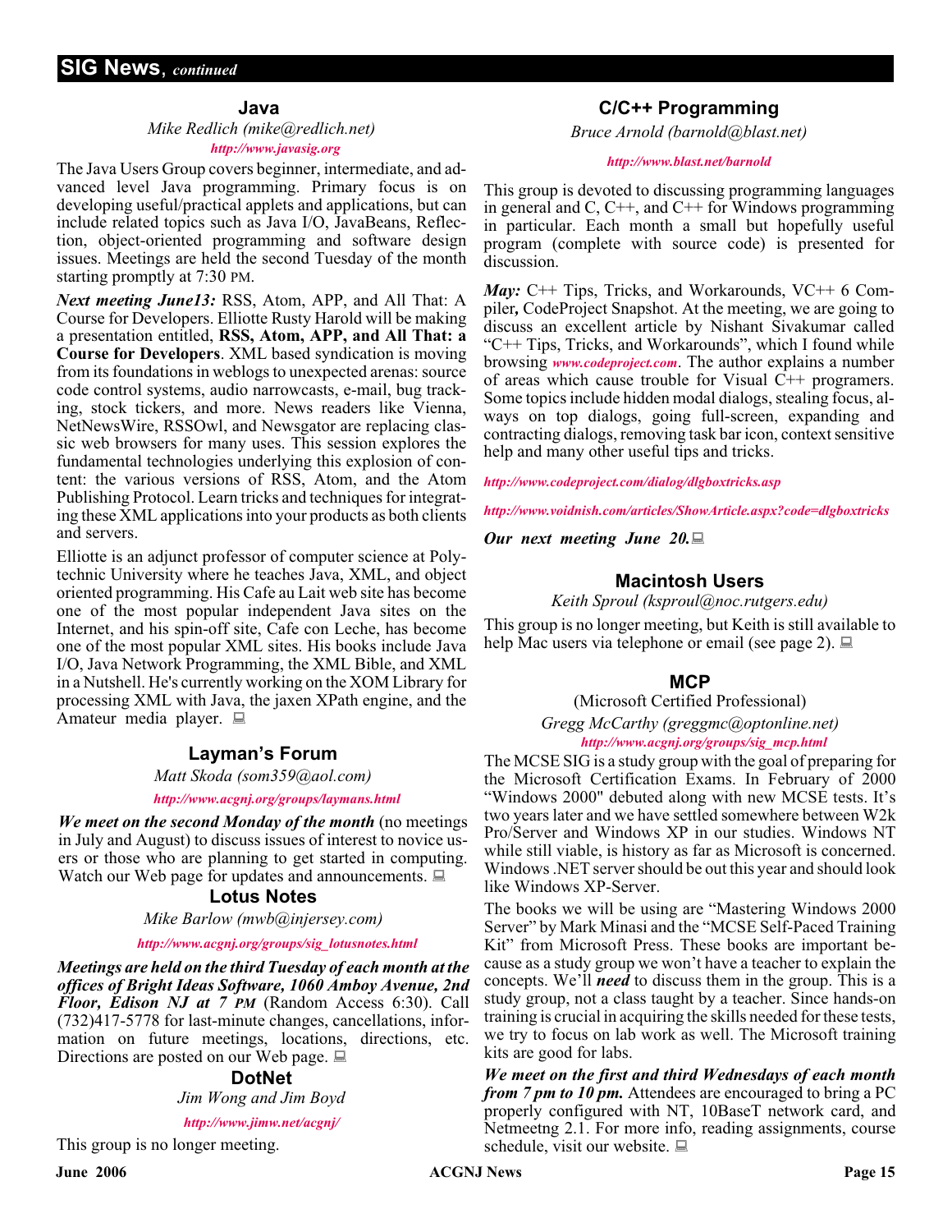## SIG News, *continued*

### Java

*Mike Redlich (mike@redlich.net)*

***http://www.javasig.org***

The Java Users Group covers beginner, intermediate, and advanced level Java programming. Primary focus is on developing useful/practical applets and applications, but can include related topics such as Java I/O, JavaBeans, Reflection, object-oriented programming and software design issues. Meetings are held the second Tuesday of the month starting promptly at 7:30 PM.

***Next meeting June13:*** RSS, Atom, APP, and All That: A Course for Developers. Elliotte Rusty Harold will be making a presentation entitled, **RSS, Atom, APP, and All That: a Course for Developers**. XML based syndication is moving from its foundations in weblogs to unexpected arenas: source code control systems, audio narrowcasts, e-mail, bug tracking, stock tickers, and more. News readers like Vienna, NetNewsWire, RSSOwl, and Newsgator are replacing classic web browsers for many uses. This session explores the fundamental technologies underlying this explosion of content: the various versions of RSS, Atom, and the Atom Publishing Protocol. Learn tricks and techniques for integrating these XML applications into your products as both clients and servers.

Elliotte is an adjunct professor of computer science at Polytechnic University where he teaches Java, XML, and object oriented programming. His Cafe au Lait web site has become one of the most popular independent Java sites on the Internet, and his spin-off site, Cafe con Leche, has become one of the most popular XML sites. His books include Java I/O, Java Network Programming, the XML Bible, and XML in a Nutshell. He's currently working on the XOM Library for processing XML with Java, the jaxen XPath engine, and the Amateur media player.

### Layman's Forum

*Matt Skoda (som359@aol.com)*

***http://www.acgnj.org/groups/laymans.html***

***We meet on the second Monday of the month*** (no meetings in July and August) to discuss issues of interest to novice users or those who are planning to get started in computing. Watch our Web page for updates and announcements.

### Lotus Notes

*Mike Barlow (mwb@injersey.com)*

***http://www.acgnj.org/groups/sig_lotusnotes.html***

***Meetings are held on the third Tuesday of each month at the offices of Bright Ideas Software, 1060 Amboy Avenue, 2nd Floor, Edison NJ at 7 PM*** (Random Access 6:30). Call (732)417-5778 for last-minute changes, cancellations, information on future meetings, locations, directions, etc. Directions are posted on our Web page.

### DotNet

*Jim Wong and Jim Boyd*

***http://www.jimw.net/acgnj/***

This group is no longer meeting.

### C/C++ Programming

*Bruce Arnold (barnold@blast.net)*

***http://www.blast.net/barnold***

This group is devoted to discussing programming languages in general and C, C++, and C++ for Windows programming in particular. Each month a small but hopefully useful program (complete with source code) is presented for discussion.

***May:*** C++ Tips, Tricks, and Workarounds, VC++ 6 Compiler**,** CodeProject Snapshot. At the meeting, we are going to discuss an excellent article by Nishant Sivakumar called "C++ Tips, Tricks, and Workarounds", which I found while browsing ***www.codeproject.com***. The author explains a number of areas which cause trouble for Visual C++ programers. Some topics include hidden modal dialogs, stealing focus, always on top dialogs, going full-screen, expanding and contracting dialogs, removing task bar icon, context sensitive help and many other useful tips and tricks.

***http://www.codeproject.com/dialog/dlgboxtricks.asp***

***http://www.voidnish.com/articles/ShowArticle.aspx?code=dlgboxtricks***

***Our next meeting June 20.***

### Macintosh Users

*Keith Sproul (ksproul@noc.rutgers.edu)*

This group is no longer meeting, but Keith is still available to help Mac users via telephone or email (see page 2).

### MCP

(Microsoft Certified Professional)

*Gregg McCarthy (greggmc@optonline.net)*

***http://www.acgnj.org/groups/sig_mcp.html***

The MCSE SIG is a study group with the goal of preparing for the Microsoft Certification Exams. In February of 2000 "Windows 2000" debuted along with new MCSE tests. It's two years later and we have settled somewhere between W2k Pro/Server and Windows XP in our studies. Windows NT while still viable, is history as far as Microsoft is concerned. Windows .NET server should be out this year and should look like Windows XP-Server.

The books we will be using are "Mastering Windows 2000 Server" by Mark Minasi and the "MCSE Self-Paced Training Kit" from Microsoft Press. These books are important because as a study group we won't have a teacher to explain the concepts. We'll ***need*** to discuss them in the group. This is a study group, not a class taught by a teacher. Since hands-on training is crucial in acquiring the skills needed for these tests, we try to focus on lab work as well. The Microsoft training kits are good for labs.

***We meet on the first and third Wednesdays of each month from 7 pm to 10 pm.*** Attendees are encouraged to bring a PC properly configured with NT, 10BaseT network card, and Netmeetng 2.1. For more info, reading assignments, course schedule, visit our website.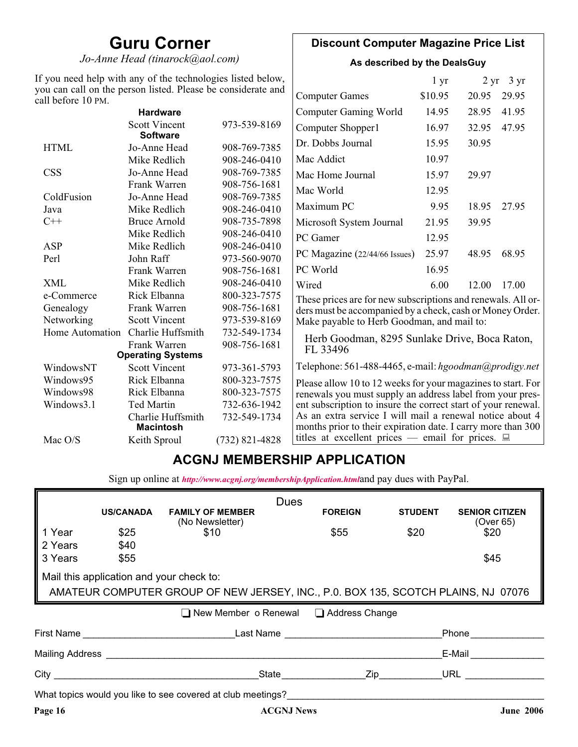# Guru Corner

*Jo-Anne Head (tinarock@aol.com)*

If you need help with any of the technologies listed below, you can call on the person listed. Please be considerate and call before 10 PM.

| | | |
|---|---|---|
| **Hardware** | | |
| | Scott Vincent | 973-539-8169 |
| **Software** | | |
| HTML | Jo-Anne Head | 908-769-7385 |
| | Mike Redlich | 908-246-0410 |
| CSS | Jo-Anne Head | 908-769-7385 |
| | Frank Warren | 908-756-1681 |
| ColdFusion | Jo-Anne Head | 908-769-7385 |
| Java | Mike Redlich | 908-246-0410 |
| C++ | Bruce Arnold | 908-735-7898 |
| | Mike Redlich | 908-246-0410 |
| ASP | Mike Redlich | 908-246-0410 |
| Perl | John Raff | 973-560-9070 |
| | Frank Warren | 908-756-1681 |
| XML | Mike Redlich | 908-246-0410 |
| e-Commerce | Rick Elbanna | 800-323-7575 |
| Genealogy | Frank Warren | 908-756-1681 |
| Networking | Scott Vincent | 973-539-8169 |
| Home Automation | Charlie Huffsmith | 732-549-1734 |
| | Frank Warren | 908-756-1681 |
| **Operating Systems** | | |
| WindowsNT | Scott Vincent | 973-361-5793 |
| Windows95 | Rick Elbanna | 800-323-7575 |
| Windows98 | Rick Elbanna | 800-323-7575 |
| Windows3.1 | Ted Martin | 732-636-1942 |
| | Charlie Huffsmith | 732-549-1734 |
| **Macintosh** | | |
| Mac O/S | Keith Sproul | (732) 821-4828 |

## Discount Computer Magazine Price List

**As described by the DealsGuy**

| | 1 yr | 2 yr | 3 yr |
|---|---|---|---|
| Computer Games | $10.95 | 20.95 | 29.95 |
| Computer Gaming World | 14.95 | 28.95 | 41.95 |
| Computer Shopper1 | 16.97 | 32.95 | 47.95 |
| Dr. Dobbs Journal | 15.95 | 30.95 | |
| Mac Addict | 10.97 | | |
| Mac Home Journal | 15.97 | 29.97 | |
| Mac World | 12.95 | | |
| Maximum PC | 9.95 | 18.95 | 27.95 |
| Microsoft System Journal | 21.95 | 39.95 | |
| PC Gamer | 12.95 | | |
| PC Magazine (22/44/66 Issues) | 25.97 | 48.95 | 68.95 |
| PC World | 16.95 | | |
| Wired | 6.00 | 12.00 | 17.00 |

These prices are for new subscriptions and renewals. All orders must be accompanied by a check, cash or Money Order. Make payable to Herb Goodman, and mail to:

Herb Goodman, 8295 Sunlake Drive, Boca Raton, FL 33496

Telephone: 561-488-4465, e-mail: *hgoodman@prodigy.net*

Please allow 10 to 12 weeks for your magazines to start. For renewals you must supply an address label from your present subscription to insure the correct start of your renewal. As an extra service I will mail a renewal notice about 4 months prior to their expiration date. I carry more than 300 titles at excellent prices — email for prices.

## ACGNJ MEMBERSHIP APPLICATION

Sign up online at *http://www.acgnj.org/membershipApplication.html* and pay dues with PayPal.

**Dues**

| | US/CANADA | FAMILY OF MEMBER (No Newsletter) | FOREIGN | STUDENT | SENIOR CITIZEN (Over 65) |
|---|---|---|---|---|---|
| 1 Year | $25 | $10 | $55 | $20 | $20 |
| 2 Years | $40 | | | | |
| 3 Years | $55 | | | | $45 |

Mail this application and your check to:

AMATEUR COMPUTER GROUP OF NEW JERSEY, INC., P.0. BOX 135, SCOTCH PLAINS, NJ 07076

❏ New Member o Renewal ❏ Address Change

First Name ____________________ Last Name ____________________ Phone __________

Mailing Address ________________________________________ E-Mail __________

City ____________________ State __________ Zip __________ URL __________

What topics would you like to see covered at club meetings?________________________________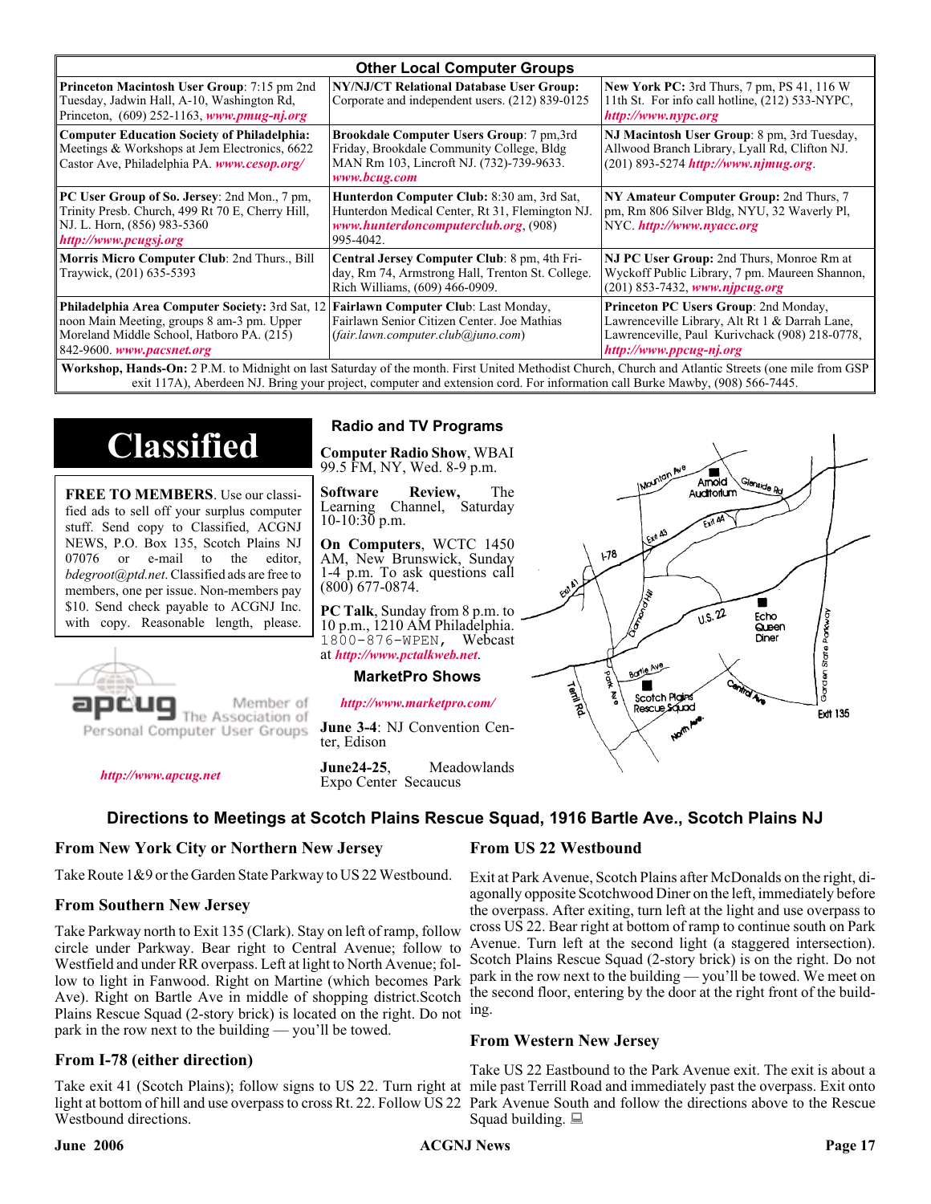## Other Local Computer Groups

| | | |
|---|---|---|
| **Princeton Macintosh User Group**: 7:15 pm 2nd Tuesday, Jadwin Hall, A-10, Washington Rd, Princeton, (609) 252-1163, ***www.pmug-nj.org*** | **NY/NJ/CT Relational Database User Group:** Corporate and independent users. (212) 839-0125 | **New York PC:** 3rd Thurs, 7 pm, PS 41, 116 W 11th St. For info call hotline, (212) 533-NYPC, ***http://www.nypc.org*** |
| **Computer Education Society of Philadelphia:** Meetings & Workshops at Jem Electronics, 6622 Castor Ave, Philadelphia PA. ***www.cesop.org/*** | **Brookdale Computer Users Group**: 7 pm,3rd Friday, Brookdale Community College, Bldg MAN Rm 103, Lincroft NJ. (732)-739-9633. ***www.bcug.com*** | **NJ Macintosh User Group**: 8 pm, 3rd Tuesday, Allwood Branch Library, Lyall Rd, Clifton NJ. (201) 893-5274 ***http://www.njmug.org***. |
| **PC User Group of So. Jersey**: 2nd Mon., 7 pm, Trinity Presb. Church, 499 Rt 70 E, Cherry Hill, NJ. L. Horn, (856) 983-5360 ***http://www.pcugsj.org*** | **Hunterdon Computer Club:** 8:30 am, 3rd Sat, Hunterdon Medical Center, Rt 31, Flemington NJ. ***www.hunterdoncomputerclub.org***, (908) 995-4042. | **NY Amateur Computer Group:** 2nd Thurs, 7 pm, Rm 806 Silver Bldg, NYU, 32 Waverly Pl, NYC. ***http://www.nyacc.org*** |
| **Morris Micro Computer Club**: 2nd Thurs., Bill Traywick, (201) 635-5393 | **Central Jersey Computer Club**: 8 pm, 4th Friday, Rm 74, Armstrong Hall, Trenton St. College. Rich Williams, (609) 466-0909. | **NJ PC User Group:** 2nd Thurs, Monroe Rm at Wyckoff Public Library, 7 pm. Maureen Shannon, (201) 853-7432, ***www.njpcug.org*** |
| **Philadelphia Area Computer Society:** 3rd Sat, 12 noon Main Meeting, groups 8 am-3 pm. Upper Moreland Middle School, Hatboro PA. (215) 842-9600. ***www.pacsnet.org*** | **Fairlawn Computer Clu**b: Last Monday, Fairlawn Senior Citizen Center. Joe Mathias (*fair.lawn.computer.club@juno.com*) | **Princeton PC Users Group**: 2nd Monday, Lawrenceville Library, Alt Rt 1 & Darrah Lane, Lawrenceville, Paul Kurivchack (908) 218-0778, ***http://www.ppcug-nj.org*** |

**Workshop, Hands-On:** 2 P.M. to Midnight on last Saturday of the month. First United Methodist Church, Church and Atlantic Streets (one mile from GSP exit 117A), Aberdeen NJ. Bring your project, computer and extension cord. For information call Burke Mawby, (908) 566-7445.

# Classified

**FREE TO MEMBERS**. Use our classified ads to sell off your surplus computer stuff. Send copy to Classified, ACGNJ NEWS, P.O. Box 135, Scotch Plains NJ 07076 or e-mail to the editor, *bdegroot@ptd.net*. Classified ads are free to members, one per issue. Non-members pay $10. Send check payable to ACGNJ Inc. with copy. Reasonable length, please.

apcug Member of The Association of Personal Computer User Groups

***http://www.apcug.net***

## Radio and TV Programs

**Computer Radio Show**, WBAI 99.5 FM, NY, Wed. 8-9 p.m.

**Software Review,** The Learning Channel, Saturday 10-10:30 p.m.

**On Computers**, WCTC 1450 AM, New Brunswick, Sunday 1-4 p.m. To ask questions call (800) 677-0874.

**PC Talk**, Sunday from 8 p.m. to 10 p.m., 1210 AM Philadelphia. 1800-876-WPEN, Webcast at ***http://www.pctalkweb.net***.

## MarketPro Shows

***http://www.marketpro.com/***

**June 3-4**: NJ Convention Center, Edison

**June24-25**, Meadowlands Expo Center Secaucus

## Directions to Meetings at Scotch Plains Rescue Squad, 1916 Bartle Ave., Scotch Plains NJ

### From New York City or Northern New Jersey

Take Route 1&9 or the Garden State Parkway to US 22 Westbound.

### From Southern New Jersey

Take Parkway north to Exit 135 (Clark). Stay on left of ramp, follow circle under Parkway. Bear right to Central Avenue; follow to Westfield and under RR overpass. Left at light to North Avenue; follow to light in Fanwood. Right on Martine (which becomes Park Ave). Right on Bartle Ave in middle of shopping district.Scotch Plains Rescue Squad (2-story brick) is located on the right. Do not park in the row next to the building — you'll be towed.

### From I-78 (either direction)

Take exit 41 (Scotch Plains); follow signs to US 22. Turn right at light at bottom of hill and use overpass to cross Rt. 22. Follow US 22 Westbound directions.

### From US 22 Westbound

Exit at Park Avenue, Scotch Plains after McDonalds on the right, diagonally opposite Scotchwood Diner on the left, immediately before the overpass. After exiting, turn left at the light and use overpass to cross US 22. Bear right at bottom of ramp to continue south on Park Avenue. Turn left at the second light (a staggered intersection). Scotch Plains Rescue Squad (2-story brick) is on the right. Do not park in the row next to the building — you'll be towed. We meet on the second floor, entering by the door at the right front of the building.

### From Western New Jersey

Take US 22 Eastbound to the Park Avenue exit. The exit is about a mile past Terrill Road and immediately past the overpass. Exit onto Park Avenue South and follow the directions above to the Rescue Squad building.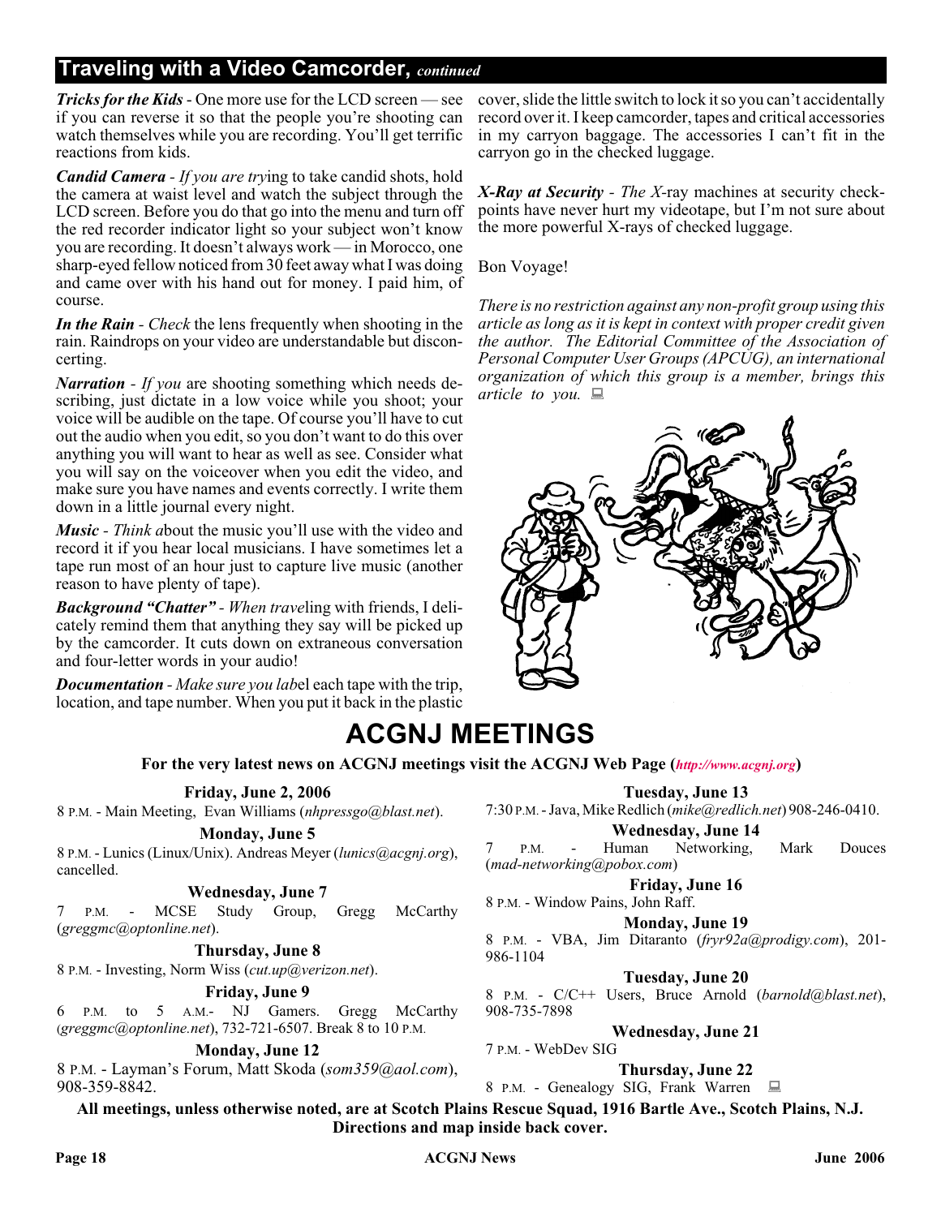## Traveling with a Video Camcorder, *continued*

***Tricks for the Kids*** - One more use for the LCD screen — see if you can reverse it so that the people you're shooting can watch themselves while you are recording. You'll get terrific reactions from kids.

***Candid Camera*** - *If you are try*ing to take candid shots, hold the camera at waist level and watch the subject through the LCD screen. Before you do that go into the menu and turn off the red recorder indicator light so your subject won't know you are recording. It doesn't always work — in Morocco, one sharp-eyed fellow noticed from 30 feet away what I was doing and came over with his hand out for money. I paid him, of course.

***In the Rain*** - *Check* the lens frequently when shooting in the rain. Raindrops on your video are understandable but disconcerting.

***Narration*** - *If you* are shooting something which needs describing, just dictate in a low voice while you shoot; your voice will be audible on the tape. Of course you'll have to cut out the audio when you edit, so you don't want to do this over anything you will want to hear as well as see. Consider what you will say on the voiceover when you edit the video, and make sure you have names and events correctly. I write them down in a little journal every night.

***Music*** - *Think a*bout the music you'll use with the video and record it if you hear local musicians. I have sometimes let a tape run most of an hour just to capture live music (another reason to have plenty of tape).

***Background "Chatter"*** - *When trave*ling with friends, I delicately remind them that anything they say will be picked up by the camcorder. It cuts down on extraneous conversation and four-letter words in your audio!

***Documentation*** - *Make sure you lab*el each tape with the trip, location, and tape number. When you put it back in the plastic cover, slide the little switch to lock it so you can't accidentally record over it. I keep camcorder, tapes and critical accessories in my carryon baggage. The accessories I can't fit in the carryon go in the checked luggage.

***X-Ray at Security*** - *The X*-ray machines at security checkpoints have never hurt my videotape, but I'm not sure about the more powerful X-rays of checked luggage.

Bon Voyage!

*There is no restriction against any non-profit group using this article as long as it is kept in context with proper credit given the author. The Editorial Committee of the Association of Personal Computer User Groups (APCUG), an international organization of which this group is a member, brings this article to you.*

# ACGNJ MEETINGS

**For the very latest news on ACGNJ meetings visit the ACGNJ Web Page (*http://www.acgnj.org*)**

**Friday, June 2, 2006**

8 P.M. - Main Meeting, Evan Williams (*nhpressgo@blast.net*).

**Monday, June 5**

8 P.M. - Lunics (Linux/Unix). Andreas Meyer (*lunics@acgnj.org*), cancelled.

**Wednesday, June 7**

7 P.M. - MCSE Study Group, Gregg McCarthy (*greggmc@optonline.net*).

**Thursday, June 8**

8 P.M. - Investing, Norm Wiss (*cut.up@verizon.net*).

**Friday, June 9**

6 P.M. to 5 A.M.- NJ Gamers. Gregg McCarthy (*greggmc@optonline.net*), 732-721-6507. Break 8 to 10 P.M.

**Monday, June 12**

8 P.M. - Layman's Forum, Matt Skoda (*som359@aol.com*), 908-359-8842.

**Tuesday, June 13**

7:30 P.M. - Java, Mike Redlich (*mike@redlich.net*) 908-246-0410.

**Wednesday, June 14**

7 P.M. - Human Networking, Mark Douces (*mad-networking@pobox.com*)

**Friday, June 16**

8 P.M. - Window Pains, John Raff.

**Monday, June 19**

8 P.M. - VBA, Jim Ditaranto (*fryr92a@prodigy.com*), 201-986-1104

**Tuesday, June 20**

8 P.M. - C/C++ Users, Bruce Arnold (*barnold@blast.net*), 908-735-7898

**Wednesday, June 21**

7 P.M. - WebDev SIG

**Thursday, June 22**

8 P.M. - Genealogy SIG, Frank Warren

**All meetings, unless otherwise noted, are at Scotch Plains Rescue Squad, 1916 Bartle Ave., Scotch Plains, N.J. Directions and map inside back cover.**